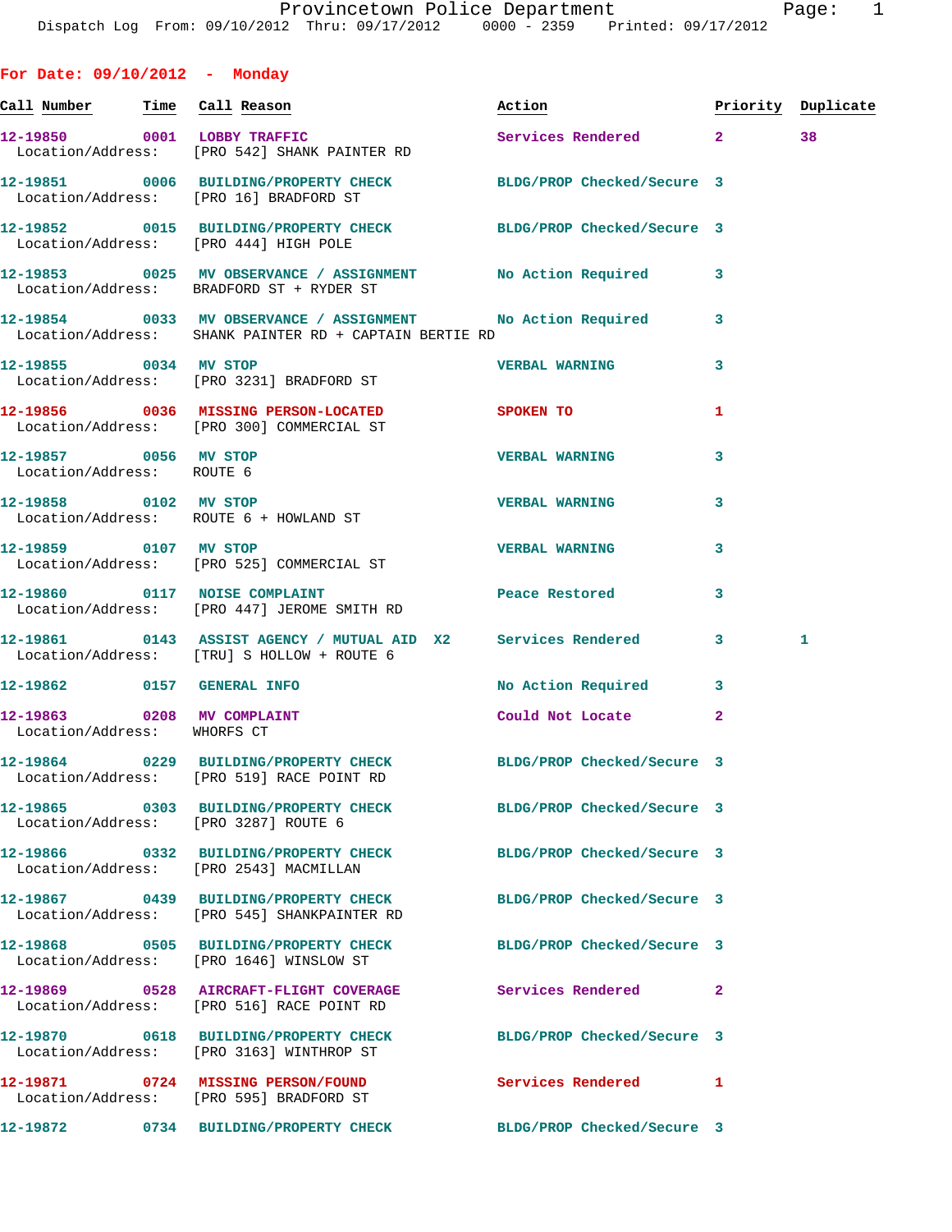Provincetown Police Department
Dispatch Log From: 09/10/2012 Thru: 09/17/2012 0000 - 2359 Printed: 09/17/2012

## For Date: 09/10/2012 - Monday

| Call Number | Time | Call Reason | Action | Priority | Duplicate |
|---|---|---|---|---|---|
| 12-19850 | 0001 | LOBBY TRAFFIC | Services Rendered | 2 | 38 |
| Location/Address: | | [PRO 542] SHANK PAINTER RD | | | |
| 12-19851 | 0006 | BUILDING/PROPERTY CHECK | BLDG/PROP Checked/Secure | 3 | |
| Location/Address: | | [PRO 16] BRADFORD ST | | | |
| 12-19852 | 0015 | BUILDING/PROPERTY CHECK | BLDG/PROP Checked/Secure | 3 | |
| Location/Address: | | [PRO 444] HIGH POLE | | | |
| 12-19853 | 0025 | MV OBSERVANCE / ASSIGNMENT | No Action Required | 3 | |
| Location/Address: | | BRADFORD ST + RYDER ST | | | |
| 12-19854 | 0033 | MV OBSERVANCE / ASSIGNMENT | No Action Required | 3 | |
| Location/Address: | | SHANK PAINTER RD + CAPTAIN BERTIE RD | | | |
| 12-19855 | 0034 | MV STOP | VERBAL WARNING | 3 | |
| Location/Address: | | [PRO 3231] BRADFORD ST | | | |
| 12-19856 | 0036 | MISSING PERSON-LOCATED | SPOKEN TO | 1 | |
| Location/Address: | | [PRO 300] COMMERCIAL ST | | | |
| 12-19857 | 0056 | MV STOP | VERBAL WARNING | 3 | |
| Location/Address: | | ROUTE 6 | | | |
| 12-19858 | 0102 | MV STOP | VERBAL WARNING | 3 | |
| Location/Address: | | ROUTE 6 + HOWLAND ST | | | |
| 12-19859 | 0107 | MV STOP | VERBAL WARNING | 3 | |
| Location/Address: | | [PRO 525] COMMERCIAL ST | | | |
| 12-19860 | 0117 | NOISE COMPLAINT | Peace Restored | 3 | |
| Location/Address: | | [PRO 447] JEROME SMITH RD | | | |
| 12-19861 | 0143 | ASSIST AGENCY / MUTUAL AID X2 | Services Rendered | 3 | 1 |
| Location/Address: | | [TRU] S HOLLOW + ROUTE 6 | | | |
| 12-19862 | 0157 | GENERAL INFO | No Action Required | 3 | |
| 12-19863 | 0208 | MV COMPLAINT | Could Not Locate | 2 | |
| Location/Address: | | WHORFS CT | | | |
| 12-19864 | 0229 | BUILDING/PROPERTY CHECK | BLDG/PROP Checked/Secure | 3 | |
| Location/Address: | | [PRO 519] RACE POINT RD | | | |
| 12-19865 | 0303 | BUILDING/PROPERTY CHECK | BLDG/PROP Checked/Secure | 3 | |
| Location/Address: | | [PRO 3287] ROUTE 6 | | | |
| 12-19866 | 0332 | BUILDING/PROPERTY CHECK | BLDG/PROP Checked/Secure | 3 | |
| Location/Address: | | [PRO 2543] MACMILLAN | | | |
| 12-19867 | 0439 | BUILDING/PROPERTY CHECK | BLDG/PROP Checked/Secure | 3 | |
| Location/Address: | | [PRO 545] SHANKPAINTER RD | | | |
| 12-19868 | 0505 | BUILDING/PROPERTY CHECK | BLDG/PROP Checked/Secure | 3 | |
| Location/Address: | | [PRO 1646] WINSLOW ST | | | |
| 12-19869 | 0528 | AIRCRAFT-FLIGHT COVERAGE | Services Rendered | 2 | |
| Location/Address: | | [PRO 516] RACE POINT RD | | | |
| 12-19870 | 0618 | BUILDING/PROPERTY CHECK | BLDG/PROP Checked/Secure | 3 | |
| Location/Address: | | [PRO 3163] WINTHROP ST | | | |
| 12-19871 | 0724 | MISSING PERSON/FOUND | Services Rendered | 1 | |
| Location/Address: | | [PRO 595] BRADFORD ST | | | |
| 12-19872 | 0734 | BUILDING/PROPERTY CHECK | BLDG/PROP Checked/Secure | 3 | |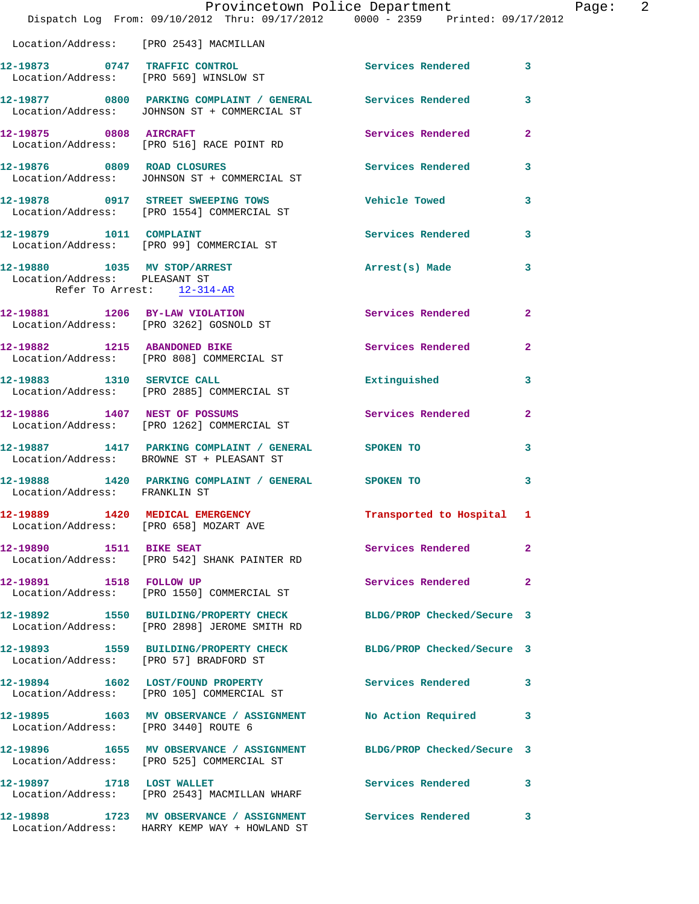Location/Address: [PRO 2543] MACMILLAN

| Call # | Time | Call Reason | Action | Priority |
|---|---|---|---|---|
| 12-19873 | 0747 | TRAFFIC CONTROL | Services Rendered | 3 |
| Location/Address: [PRO 569] WINSLOW ST | | | | |
| 12-19877 | 0800 | PARKING COMPLAINT / GENERAL | Services Rendered | 3 |
| Location/Address: JOHNSON ST + COMMERCIAL ST | | | | |
| 12-19875 | 0808 | AIRCRAFT | Services Rendered | 2 |
| Location/Address: [PRO 516] RACE POINT RD | | | | |
| 12-19876 | 0809 | ROAD CLOSURES | Services Rendered | 3 |
| Location/Address: JOHNSON ST + COMMERCIAL ST | | | | |
| 12-19878 | 0917 | STREET SWEEPING TOWS | Vehicle Towed | 3 |
| Location/Address: [PRO 1554] COMMERCIAL ST | | | | |
| 12-19879 | 1011 | COMPLAINT | Services Rendered | 3 |
| Location/Address: [PRO 99] COMMERCIAL ST | | | | |
| 12-19880 | 1035 | MV STOP/ARREST | Arrest(s) Made | 3 |
| Location/Address: PLEASANT ST | | | | |
| Refer To Arrest: 12-314-AR | | | | |
| 12-19881 | 1206 | BY-LAW VIOLATION | Services Rendered | 2 |
| Location/Address: [PRO 3262] GOSNOLD ST | | | | |
| 12-19882 | 1215 | ABANDONED BIKE | Services Rendered | 2 |
| Location/Address: [PRO 808] COMMERCIAL ST | | | | |
| 12-19883 | 1310 | SERVICE CALL | Extinguished | 3 |
| Location/Address: [PRO 2885] COMMERCIAL ST | | | | |
| 12-19886 | 1407 | NEST OF POSSUMS | Services Rendered | 2 |
| Location/Address: [PRO 1262] COMMERCIAL ST | | | | |
| 12-19887 | 1417 | PARKING COMPLAINT / GENERAL | SPOKEN TO | 3 |
| Location/Address: BROWNE ST + PLEASANT ST | | | | |
| 12-19888 | 1420 | PARKING COMPLAINT / GENERAL | SPOKEN TO | 3 |
| Location/Address: FRANKLIN ST | | | | |
| 12-19889 | 1420 | MEDICAL EMERGENCY | Transported to Hospital | 1 |
| Location/Address: [PRO 658] MOZART AVE | | | | |
| 12-19890 | 1511 | BIKE SEAT | Services Rendered | 2 |
| Location/Address: [PRO 542] SHANK PAINTER RD | | | | |
| 12-19891 | 1518 | FOLLOW UP | Services Rendered | 2 |
| Location/Address: [PRO 1550] COMMERCIAL ST | | | | |
| 12-19892 | 1550 | BUILDING/PROPERTY CHECK | BLDG/PROP Checked/Secure | 3 |
| Location/Address: [PRO 2898] JEROME SMITH RD | | | | |
| 12-19893 | 1559 | BUILDING/PROPERTY CHECK | BLDG/PROP Checked/Secure | 3 |
| Location/Address: [PRO 57] BRADFORD ST | | | | |
| 12-19894 | 1602 | LOST/FOUND PROPERTY | Services Rendered | 3 |
| Location/Address: [PRO 105] COMMERCIAL ST | | | | |
| 12-19895 | 1603 | MV OBSERVANCE / ASSIGNMENT | No Action Required | 3 |
| Location/Address: [PRO 3440] ROUTE 6 | | | | |
| 12-19896 | 1655 | MV OBSERVANCE / ASSIGNMENT | BLDG/PROP Checked/Secure | 3 |
| Location/Address: [PRO 525] COMMERCIAL ST | | | | |
| 12-19897 | 1718 | LOST WALLET | Services Rendered | 3 |
| Location/Address: [PRO 2543] MACMILLAN WHARF | | | | |
| 12-19898 | 1723 | MV OBSERVANCE / ASSIGNMENT | Services Rendered | 3 |
| Location/Address: HARRY KEMP WAY + HOWLAND ST | | | | |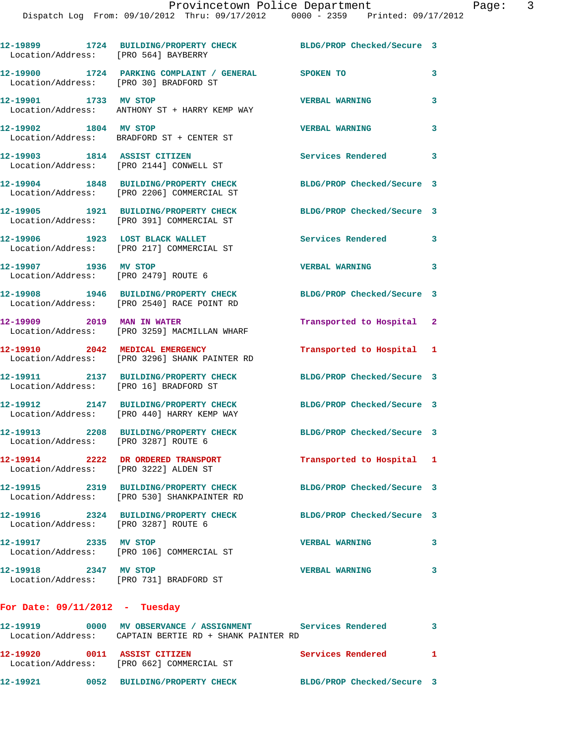12-19899 1724 BUILDING/PROPERTY CHECK BLDG/PROP Checked/Secure 3
Location/Address: [PRO 564] BAYBERRY

12-19900 1724 PARKING COMPLAINT / GENERAL SPOKEN TO 3
Location/Address: [PRO 30] BRADFORD ST

12-19901 1733 MV STOP VERBAL WARNING 3
Location/Address: ANTHONY ST + HARRY KEMP WAY

12-19902 1804 MV STOP VERBAL WARNING 3
Location/Address: BRADFORD ST + CENTER ST

12-19903 1814 ASSIST CITIZEN Services Rendered 3
Location/Address: [PRO 2144] CONWELL ST

12-19904 1848 BUILDING/PROPERTY CHECK BLDG/PROP Checked/Secure 3
Location/Address: [PRO 2206] COMMERCIAL ST

12-19905 1921 BUILDING/PROPERTY CHECK BLDG/PROP Checked/Secure 3
Location/Address: [PRO 391] COMMERCIAL ST

12-19906 1923 LOST BLACK WALLET Services Rendered 3
Location/Address: [PRO 217] COMMERCIAL ST

12-19907 1936 MV STOP VERBAL WARNING 3
Location/Address: [PRO 2479] ROUTE 6

12-19908 1946 BUILDING/PROPERTY CHECK BLDG/PROP Checked/Secure 3
Location/Address: [PRO 2540] RACE POINT RD

12-19909 2019 MAN IN WATER Transported to Hospital 2
Location/Address: [PRO 3259] MACMILLAN WHARF

12-19910 2042 MEDICAL EMERGENCY Transported to Hospital 1
Location/Address: [PRO 3296] SHANK PAINTER RD

12-19911 2137 BUILDING/PROPERTY CHECK BLDG/PROP Checked/Secure 3
Location/Address: [PRO 16] BRADFORD ST

12-19912 2147 BUILDING/PROPERTY CHECK BLDG/PROP Checked/Secure 3
Location/Address: [PRO 440] HARRY KEMP WAY

12-19913 2208 BUILDING/PROPERTY CHECK BLDG/PROP Checked/Secure 3
Location/Address: [PRO 3287] ROUTE 6

12-19914 2222 DR ORDERED TRANSPORT Transported to Hospital 1
Location/Address: [PRO 3222] ALDEN ST

12-19915 2319 BUILDING/PROPERTY CHECK BLDG/PROP Checked/Secure 3
Location/Address: [PRO 530] SHANKPAINTER RD

12-19916 2324 BUILDING/PROPERTY CHECK BLDG/PROP Checked/Secure 3
Location/Address: [PRO 3287] ROUTE 6

12-19917 2335 MV STOP VERBAL WARNING 3
Location/Address: [PRO 106] COMMERCIAL ST

12-19918 2347 MV STOP VERBAL WARNING 3
Location/Address: [PRO 731] BRADFORD ST

**For Date: 09/11/2012 - Tuesday**

12-19919 0000 MV OBSERVANCE / ASSIGNMENT Services Rendered 3
Location/Address: CAPTAIN BERTIE RD + SHANK PAINTER RD

12-19920 0011 ASSIST CITIZEN Services Rendered 1
Location/Address: [PRO 662] COMMERCIAL ST

12-19921 0052 BUILDING/PROPERTY CHECK BLDG/PROP Checked/Secure 3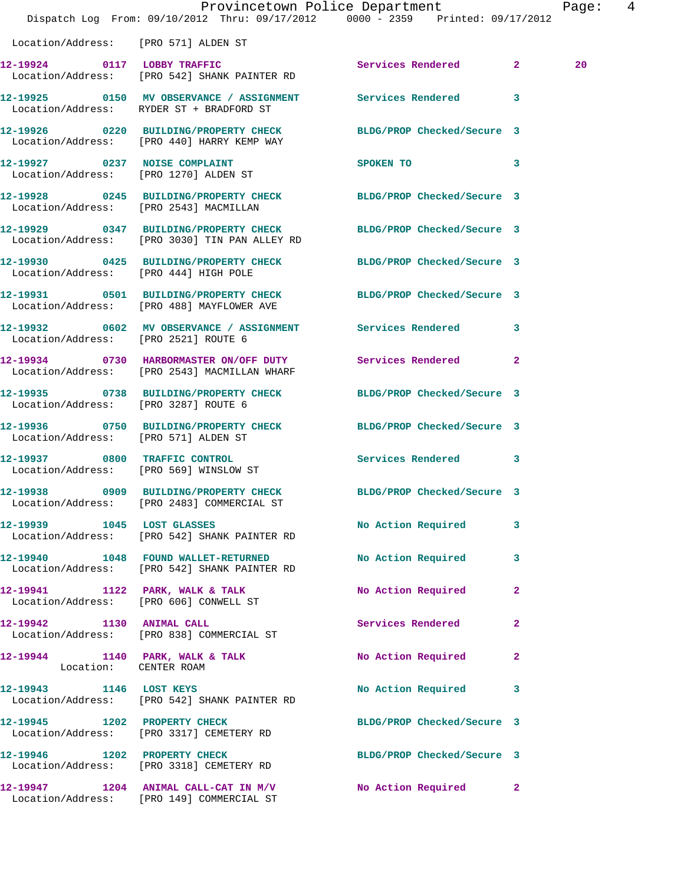Location/Address: [PRO 571] ALDEN ST

12-19924 0117 LOBBY TRAFFIC Services Rendered 2 20
Location/Address: [PRO 542] SHANK PAINTER RD

12-19925 0150 MV OBSERVANCE / ASSIGNMENT Services Rendered 3
Location/Address: RYDER ST + BRADFORD ST

12-19926 0220 BUILDING/PROPERTY CHECK BLDG/PROP Checked/Secure 3
Location/Address: [PRO 440] HARRY KEMP WAY

12-19927 0237 NOISE COMPLAINT SPOKEN TO 3
Location/Address: [PRO 1270] ALDEN ST

12-19928 0245 BUILDING/PROPERTY CHECK BLDG/PROP Checked/Secure 3
Location/Address: [PRO 2543] MACMILLAN

12-19929 0347 BUILDING/PROPERTY CHECK BLDG/PROP Checked/Secure 3
Location/Address: [PRO 3030] TIN PAN ALLEY RD

12-19930 0425 BUILDING/PROPERTY CHECK BLDG/PROP Checked/Secure 3
Location/Address: [PRO 444] HIGH POLE

12-19931 0501 BUILDING/PROPERTY CHECK BLDG/PROP Checked/Secure 3
Location/Address: [PRO 488] MAYFLOWER AVE

12-19932 0602 MV OBSERVANCE / ASSIGNMENT Services Rendered 3
Location/Address: [PRO 2521] ROUTE 6

12-19934 0730 HARBORMASTER ON/OFF DUTY Services Rendered 2
Location/Address: [PRO 2543] MACMILLAN WHARF

12-19935 0738 BUILDING/PROPERTY CHECK BLDG/PROP Checked/Secure 3
Location/Address: [PRO 3287] ROUTE 6

12-19936 0750 BUILDING/PROPERTY CHECK BLDG/PROP Checked/Secure 3
Location/Address: [PRO 571] ALDEN ST

12-19937 0800 TRAFFIC CONTROL Services Rendered 3
Location/Address: [PRO 569] WINSLOW ST

12-19938 0909 BUILDING/PROPERTY CHECK BLDG/PROP Checked/Secure 3
Location/Address: [PRO 2483] COMMERCIAL ST

12-19939 1045 LOST GLASSES No Action Required 3
Location/Address: [PRO 542] SHANK PAINTER RD

12-19940 1048 FOUND WALLET-RETURNED No Action Required 3
Location/Address: [PRO 542] SHANK PAINTER RD

12-19941 1122 PARK, WALK & TALK No Action Required 2
Location/Address: [PRO 606] CONWELL ST

12-19942 1130 ANIMAL CALL Services Rendered 2
Location/Address: [PRO 838] COMMERCIAL ST

12-19944 1140 PARK, WALK & TALK No Action Required 2
Location: CENTER ROAM

12-19943 1146 LOST KEYS No Action Required 3
Location/Address: [PRO 542] SHANK PAINTER RD

12-19945 1202 PROPERTY CHECK BLDG/PROP Checked/Secure 3
Location/Address: [PRO 3317] CEMETERY RD

12-19946 1202 PROPERTY CHECK BLDG/PROP Checked/Secure 3
Location/Address: [PRO 3318] CEMETERY RD

12-19947 1204 ANIMAL CALL-CAT IN M/V No Action Required 2
Location/Address: [PRO 149] COMMERCIAL ST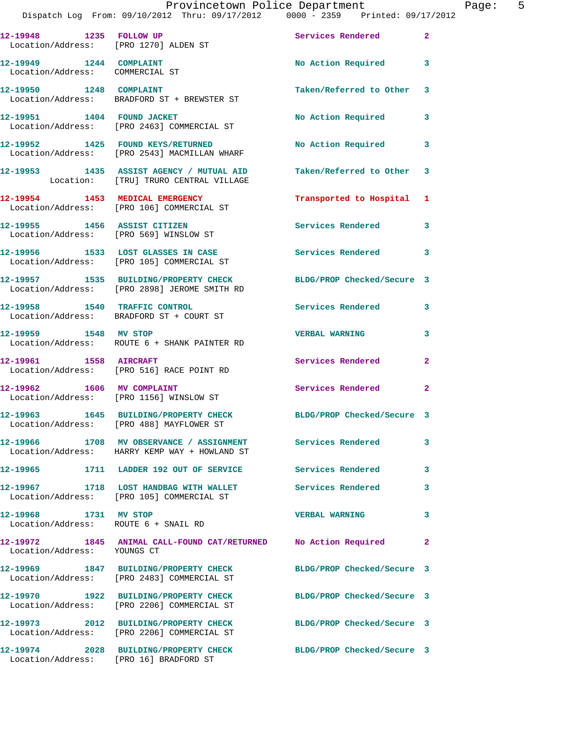12-19948 1235 FOLLOW UP Services Rendered 2
Location/Address: [PRO 1270] ALDEN ST

12-19949 1244 COMPLAINT No Action Required 3
Location/Address: COMMERCIAL ST

12-19950 1248 COMPLAINT Taken/Referred to Other 3
Location/Address: BRADFORD ST + BREWSTER ST

12-19951 1404 FOUND JACKET No Action Required 3
Location/Address: [PRO 2463] COMMERCIAL ST

12-19952 1425 FOUND KEYS/RETURNED No Action Required 3
Location/Address: [PRO 2543] MACMILLAN WHARF

12-19953 1435 ASSIST AGENCY / MUTUAL AID Taken/Referred to Other 3
Location: [TRU] TRURO CENTRAL VILLAGE

12-19954 1453 MEDICAL EMERGENCY Transported to Hospital 1
Location/Address: [PRO 106] COMMERCIAL ST

12-19955 1456 ASSIST CITIZEN Services Rendered 3
Location/Address: [PRO 569] WINSLOW ST

12-19956 1533 LOST GLASSES IN CASE Services Rendered 3
Location/Address: [PRO 105] COMMERCIAL ST

12-19957 1535 BUILDING/PROPERTY CHECK BLDG/PROP Checked/Secure 3
Location/Address: [PRO 2898] JEROME SMITH RD

12-19958 1540 TRAFFIC CONTROL Services Rendered 3
Location/Address: BRADFORD ST + COURT ST

12-19959 1548 MV STOP VERBAL WARNING 3
Location/Address: ROUTE 6 + SHANK PAINTER RD

12-19961 1558 AIRCRAFT Services Rendered 2
Location/Address: [PRO 516] RACE POINT RD

12-19962 1606 MV COMPLAINT Services Rendered 2
Location/Address: [PRO 1156] WINSLOW ST

12-19963 1645 BUILDING/PROPERTY CHECK BLDG/PROP Checked/Secure 3
Location/Address: [PRO 488] MAYFLOWER ST

12-19966 1708 MV OBSERVANCE / ASSIGNMENT Services Rendered 3
Location/Address: HARRY KEMP WAY + HOWLAND ST

12-19965 1711 LADDER 192 OUT OF SERVICE Services Rendered 3

12-19967 1718 LOST HANDBAG WITH WALLET Services Rendered 3
Location/Address: [PRO 105] COMMERCIAL ST

12-19968 1731 MV STOP VERBAL WARNING 3
Location/Address: ROUTE 6 + SNAIL RD

12-19972 1845 ANIMAL CALL-FOUND CAT/RETURNED No Action Required 2
Location/Address: YOUNGS CT

12-19969 1847 BUILDING/PROPERTY CHECK BLDG/PROP Checked/Secure 3
Location/Address: [PRO 2483] COMMERCIAL ST

12-19970 1922 BUILDING/PROPERTY CHECK BLDG/PROP Checked/Secure 3
Location/Address: [PRO 2206] COMMERCIAL ST

12-19973 2012 BUILDING/PROPERTY CHECK BLDG/PROP Checked/Secure 3
Location/Address: [PRO 2206] COMMERCIAL ST

12-19974 2028 BUILDING/PROPERTY CHECK BLDG/PROP Checked/Secure 3
Location/Address: [PRO 16] BRADFORD ST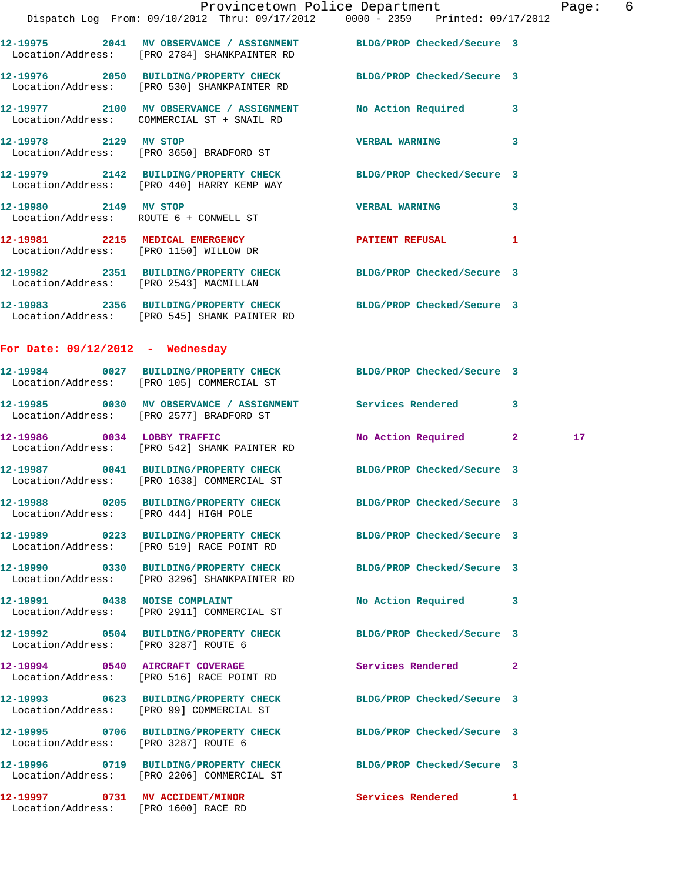12-19975 2041 MV OBSERVANCE / ASSIGNMENT BLDG/PROP Checked/Secure 3
Location/Address: [PRO 2784] SHANKPAINTER RD

12-19976 2050 BUILDING/PROPERTY CHECK BLDG/PROP Checked/Secure 3
Location/Address: [PRO 530] SHANKPAINTER RD

12-19977 2100 MV OBSERVANCE / ASSIGNMENT No Action Required 3
Location/Address: COMMERCIAL ST + SNAIL RD

12-19978 2129 MV STOP VERBAL WARNING 3
Location/Address: [PRO 3650] BRADFORD ST

12-19979 2142 BUILDING/PROPERTY CHECK BLDG/PROP Checked/Secure 3
Location/Address: [PRO 440] HARRY KEMP WAY

12-19980 2149 MV STOP VERBAL WARNING 3
Location/Address: ROUTE 6 + CONWELL ST

12-19981 2215 MEDICAL EMERGENCY PATIENT REFUSAL 1
Location/Address: [PRO 1150] WILLOW DR

12-19982 2351 BUILDING/PROPERTY CHECK BLDG/PROP Checked/Secure 3
Location/Address: [PRO 2543] MACMILLAN

12-19983 2356 BUILDING/PROPERTY CHECK BLDG/PROP Checked/Secure 3
Location/Address: [PRO 545] SHANK PAINTER RD

## For Date: 09/12/2012 - Wednesday

12-19984 0027 BUILDING/PROPERTY CHECK BLDG/PROP Checked/Secure 3
Location/Address: [PRO 105] COMMERCIAL ST

12-19985 0030 MV OBSERVANCE / ASSIGNMENT Services Rendered 3
Location/Address: [PRO 2577] BRADFORD ST

12-19986 0034 LOBBY TRAFFIC No Action Required 2 17
Location/Address: [PRO 542] SHANK PAINTER RD

12-19987 0041 BUILDING/PROPERTY CHECK BLDG/PROP Checked/Secure 3
Location/Address: [PRO 1638] COMMERCIAL ST

12-19988 0205 BUILDING/PROPERTY CHECK BLDG/PROP Checked/Secure 3
Location/Address: [PRO 444] HIGH POLE

12-19989 0223 BUILDING/PROPERTY CHECK BLDG/PROP Checked/Secure 3
Location/Address: [PRO 519] RACE POINT RD

12-19990 0330 BUILDING/PROPERTY CHECK BLDG/PROP Checked/Secure 3
Location/Address: [PRO 3296] SHANKPAINTER RD

12-19991 0438 NOISE COMPLAINT No Action Required 3
Location/Address: [PRO 2911] COMMERCIAL ST

12-19992 0504 BUILDING/PROPERTY CHECK BLDG/PROP Checked/Secure 3
Location/Address: [PRO 3287] ROUTE 6

12-19994 0540 AIRCRAFT COVERAGE Services Rendered 2
Location/Address: [PRO 516] RACE POINT RD

12-19993 0623 BUILDING/PROPERTY CHECK BLDG/PROP Checked/Secure 3
Location/Address: [PRO 99] COMMERCIAL ST

12-19995 0706 BUILDING/PROPERTY CHECK BLDG/PROP Checked/Secure 3
Location/Address: [PRO 3287] ROUTE 6

12-19996 0719 BUILDING/PROPERTY CHECK BLDG/PROP Checked/Secure 3
Location/Address: [PRO 2206] COMMERCIAL ST

12-19997 0731 MV ACCIDENT/MINOR Services Rendered 1
Location/Address: [PRO 1600] RACE RD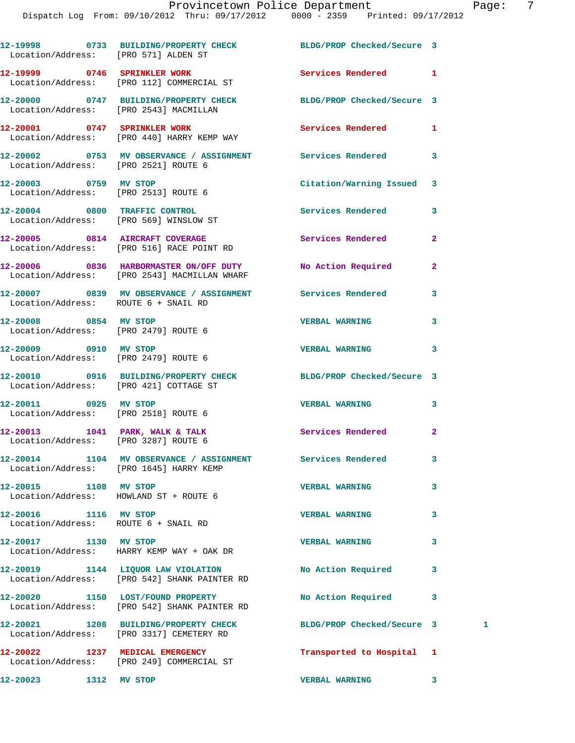12-19998 0733 BUILDING/PROPERTY CHECK BLDG/PROP Checked/Secure 3
Location/Address: [PRO 571] ALDEN ST

12-19999 0746 SPRINKLER WORK Services Rendered 1
Location/Address: [PRO 112] COMMERCIAL ST

12-20000 0747 BUILDING/PROPERTY CHECK BLDG/PROP Checked/Secure 3
Location/Address: [PRO 2543] MACMILLAN

12-20001 0747 SPRINKLER WORK Services Rendered 1
Location/Address: [PRO 440] HARRY KEMP WAY

12-20002 0753 MV OBSERVANCE / ASSIGNMENT Services Rendered 3
Location/Address: [PRO 2521] ROUTE 6

12-20003 0759 MV STOP Citation/Warning Issued 3
Location/Address: [PRO 2513] ROUTE 6

12-20004 0800 TRAFFIC CONTROL Services Rendered 3
Location/Address: [PRO 569] WINSLOW ST

12-20005 0814 AIRCRAFT COVERAGE Services Rendered 2
Location/Address: [PRO 516] RACE POINT RD

12-20006 0836 HARBORMASTER ON/OFF DUTY No Action Required 2
Location/Address: [PRO 2543] MACMILLAN WHARF

12-20007 0839 MV OBSERVANCE / ASSIGNMENT Services Rendered 3
Location/Address: ROUTE 6 + SNAIL RD

12-20008 0854 MV STOP VERBAL WARNING 3
Location/Address: [PRO 2479] ROUTE 6

12-20009 0910 MV STOP VERBAL WARNING 3
Location/Address: [PRO 2479] ROUTE 6

12-20010 0916 BUILDING/PROPERTY CHECK BLDG/PROP Checked/Secure 3
Location/Address: [PRO 421] COTTAGE ST

12-20011 0925 MV STOP VERBAL WARNING 3
Location/Address: [PRO 2518] ROUTE 6

12-20013 1041 PARK, WALK & TALK Services Rendered 2
Location/Address: [PRO 3287] ROUTE 6

12-20014 1104 MV OBSERVANCE / ASSIGNMENT Services Rendered 3
Location/Address: [PRO 1645] HARRY KEMP

12-20015 1108 MV STOP VERBAL WARNING 3
Location/Address: HOWLAND ST + ROUTE 6

12-20016 1116 MV STOP VERBAL WARNING 3
Location/Address: ROUTE 6 + SNAIL RD

12-20017 1130 MV STOP VERBAL WARNING 3
Location/Address: HARRY KEMP WAY + OAK DR

12-20019 1144 LIQUOR LAW VIOLATION No Action Required 3
Location/Address: [PRO 542] SHANK PAINTER RD

12-20020 1150 LOST/FOUND PROPERTY No Action Required 3
Location/Address: [PRO 542] SHANK PAINTER RD

12-20021 1208 BUILDING/PROPERTY CHECK BLDG/PROP Checked/Secure 3 1
Location/Address: [PRO 3317] CEMETERY RD

12-20022 1237 MEDICAL EMERGENCY Transported to Hospital 1
Location/Address: [PRO 249] COMMERCIAL ST

12-20023 1312 MV STOP VERBAL WARNING 3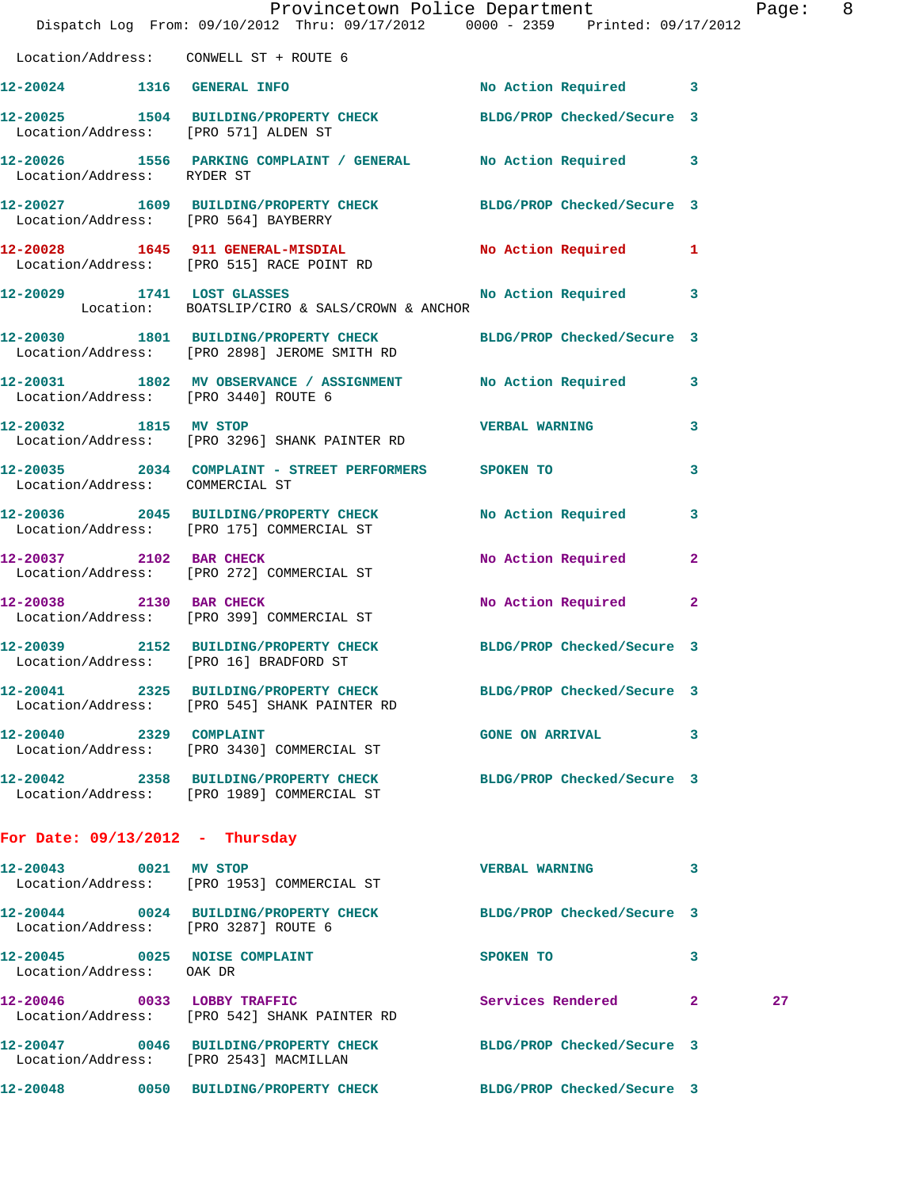Location/Address: CONWELL ST + ROUTE 6

**12-20024** 1316 **GENERAL INFO** No Action Required 3

**12-20025** 1504 **BUILDING/PROPERTY CHECK** BLDG/PROP Checked/Secure 3
Location/Address: [PRO 571] ALDEN ST

**12-20026** 1556 **PARKING COMPLAINT / GENERAL** No Action Required 3
Location/Address: RYDER ST

**12-20027** 1609 **BUILDING/PROPERTY CHECK** BLDG/PROP Checked/Secure 3
Location/Address: [PRO 564] BAYBERRY

**12-20028** 1645 **911 GENERAL-MISDIAL** No Action Required 1
Location/Address: [PRO 515] RACE POINT RD

**12-20029** 1741 **LOST GLASSES** No Action Required 3
Location: BOATSLIP/CIRO & SALS/CROWN & ANCHOR

**12-20030** 1801 **BUILDING/PROPERTY CHECK** BLDG/PROP Checked/Secure 3
Location/Address: [PRO 2898] JEROME SMITH RD

**12-20031** 1802 **MV OBSERVANCE / ASSIGNMENT** No Action Required 3
Location/Address: [PRO 3440] ROUTE 6

**12-20032** 1815 **MV STOP** VERBAL WARNING 3
Location/Address: [PRO 3296] SHANK PAINTER RD

**12-20035** 2034 **COMPLAINT - STREET PERFORMERS** SPOKEN TO 3
Location/Address: COMMERCIAL ST

**12-20036** 2045 **BUILDING/PROPERTY CHECK** No Action Required 3
Location/Address: [PRO 175] COMMERCIAL ST

**12-20037** 2102 **BAR CHECK** No Action Required 2
Location/Address: [PRO 272] COMMERCIAL ST

**12-20038** 2130 **BAR CHECK** No Action Required 2
Location/Address: [PRO 399] COMMERCIAL ST

**12-20039** 2152 **BUILDING/PROPERTY CHECK** BLDG/PROP Checked/Secure 3
Location/Address: [PRO 16] BRADFORD ST

**12-20041** 2325 **BUILDING/PROPERTY CHECK** BLDG/PROP Checked/Secure 3
Location/Address: [PRO 545] SHANK PAINTER RD

**12-20040** 2329 **COMPLAINT** GONE ON ARRIVAL 3
Location/Address: [PRO 3430] COMMERCIAL ST

**12-20042** 2358 **BUILDING/PROPERTY CHECK** BLDG/PROP Checked/Secure 3
Location/Address: [PRO 1989] COMMERCIAL ST

## For Date: 09/13/2012 - Thursday

**12-20043** 0021 **MV STOP** VERBAL WARNING 3
Location/Address: [PRO 1953] COMMERCIAL ST

**12-20044** 0024 **BUILDING/PROPERTY CHECK** BLDG/PROP Checked/Secure 3
Location/Address: [PRO 3287] ROUTE 6

**12-20045** 0025 **NOISE COMPLAINT** SPOKEN TO 3
Location/Address: OAK DR

**12-20046** 0033 **LOBBY TRAFFIC** Services Rendered 2 27
Location/Address: [PRO 542] SHANK PAINTER RD

**12-20047** 0046 **BUILDING/PROPERTY CHECK** BLDG/PROP Checked/Secure 3
Location/Address: [PRO 2543] MACMILLAN

**12-20048** 0050 **BUILDING/PROPERTY CHECK** BLDG/PROP Checked/Secure 3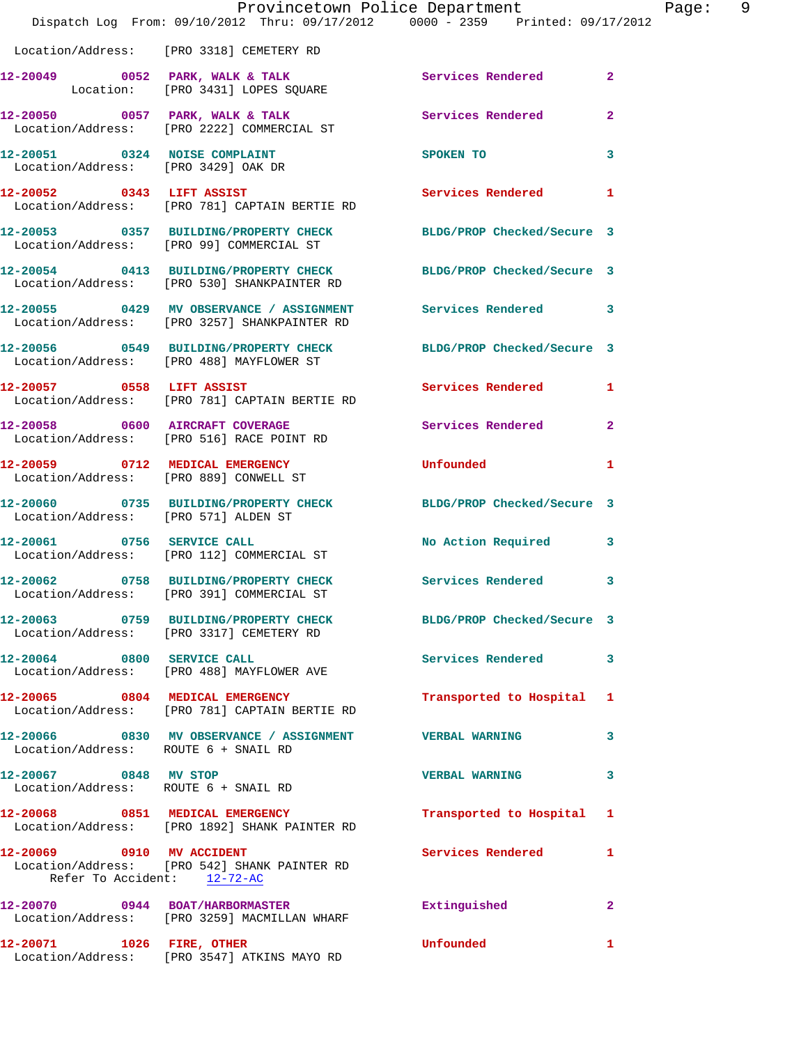Location/Address: [PRO 3318] CEMETERY RD

12-20049 0052 PARK, WALK & TALK Services Rendered 2
Location: [PRO 3431] LOPES SQUARE

12-20050 0057 PARK, WALK & TALK Services Rendered 2
Location/Address: [PRO 2222] COMMERCIAL ST

12-20051 0324 NOISE COMPLAINT SPOKEN TO 3
Location/Address: [PRO 3429] OAK DR

12-20052 0343 LIFT ASSIST Services Rendered 1
Location/Address: [PRO 781] CAPTAIN BERTIE RD

12-20053 0357 BUILDING/PROPERTY CHECK BLDG/PROP Checked/Secure 3
Location/Address: [PRO 99] COMMERCIAL ST

12-20054 0413 BUILDING/PROPERTY CHECK BLDG/PROP Checked/Secure 3
Location/Address: [PRO 530] SHANKPAINTER RD

12-20055 0429 MV OBSERVANCE / ASSIGNMENT Services Rendered 3
Location/Address: [PRO 3257] SHANKPAINTER RD

12-20056 0549 BUILDING/PROPERTY CHECK BLDG/PROP Checked/Secure 3
Location/Address: [PRO 488] MAYFLOWER ST

12-20057 0558 LIFT ASSIST Services Rendered 1
Location/Address: [PRO 781] CAPTAIN BERTIE RD

12-20058 0600 AIRCRAFT COVERAGE Services Rendered 2
Location/Address: [PRO 516] RACE POINT RD

12-20059 0712 MEDICAL EMERGENCY Unfounded 1
Location/Address: [PRO 889] CONWELL ST

12-20060 0735 BUILDING/PROPERTY CHECK BLDG/PROP Checked/Secure 3
Location/Address: [PRO 571] ALDEN ST

12-20061 0756 SERVICE CALL No Action Required 3
Location/Address: [PRO 112] COMMERCIAL ST

12-20062 0758 BUILDING/PROPERTY CHECK Services Rendered 3
Location/Address: [PRO 391] COMMERCIAL ST

12-20063 0759 BUILDING/PROPERTY CHECK BLDG/PROP Checked/Secure 3
Location/Address: [PRO 3317] CEMETERY RD

12-20064 0800 SERVICE CALL Services Rendered 3
Location/Address: [PRO 488] MAYFLOWER AVE

12-20065 0804 MEDICAL EMERGENCY Transported to Hospital 1
Location/Address: [PRO 781] CAPTAIN BERTIE RD

12-20066 0830 MV OBSERVANCE / ASSIGNMENT VERBAL WARNING 3
Location/Address: ROUTE 6 + SNAIL RD

12-20067 0848 MV STOP VERBAL WARNING 3
Location/Address: ROUTE 6 + SNAIL RD

12-20068 0851 MEDICAL EMERGENCY Transported to Hospital 1
Location/Address: [PRO 1892] SHANK PAINTER RD

12-20069 0910 MV ACCIDENT Services Rendered 1
Location/Address: [PRO 542] SHANK PAINTER RD
Refer To Accident: 12-72-AC

12-20070 0944 BOAT/HARBORMASTER Extinguished 2
Location/Address: [PRO 3259] MACMILLAN WHARF

12-20071 1026 FIRE, OTHER Unfounded 1
Location/Address: [PRO 3547] ATKINS MAYO RD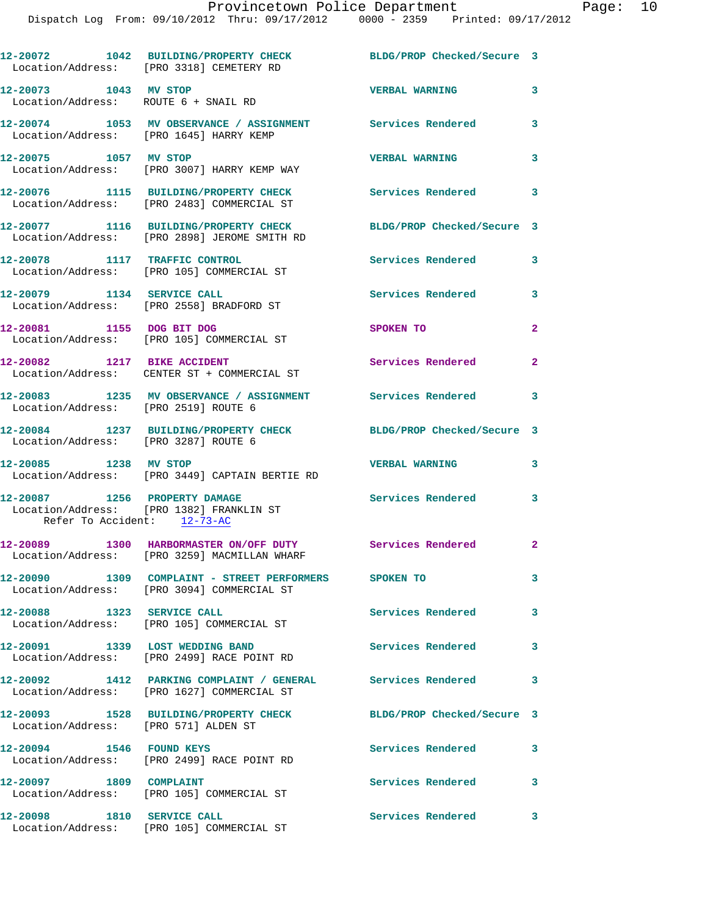12-20072 1042 BUILDING/PROPERTY CHECK BLDG/PROP Checked/Secure 3
Location/Address: [PRO 3318] CEMETERY RD

12-20073 1043 MV STOP VERBAL WARNING 3
Location/Address: ROUTE 6 + SNAIL RD

12-20074 1053 MV OBSERVANCE / ASSIGNMENT Services Rendered 3
Location/Address: [PRO 1645] HARRY KEMP

12-20075 1057 MV STOP VERBAL WARNING 3
Location/Address: [PRO 3007] HARRY KEMP WAY

12-20076 1115 BUILDING/PROPERTY CHECK Services Rendered 3
Location/Address: [PRO 2483] COMMERCIAL ST

12-20077 1116 BUILDING/PROPERTY CHECK BLDG/PROP Checked/Secure 3
Location/Address: [PRO 2898] JEROME SMITH RD

12-20078 1117 TRAFFIC CONTROL Services Rendered 3
Location/Address: [PRO 105] COMMERCIAL ST

12-20079 1134 SERVICE CALL Services Rendered 3
Location/Address: [PRO 2558] BRADFORD ST

12-20081 1155 DOG BIT DOG SPOKEN TO 2
Location/Address: [PRO 105] COMMERCIAL ST

12-20082 1217 BIKE ACCIDENT Services Rendered 2
Location/Address: CENTER ST + COMMERCIAL ST

12-20083 1235 MV OBSERVANCE / ASSIGNMENT Services Rendered 3
Location/Address: [PRO 2519] ROUTE 6

12-20084 1237 BUILDING/PROPERTY CHECK BLDG/PROP Checked/Secure 3
Location/Address: [PRO 3287] ROUTE 6

12-20085 1238 MV STOP VERBAL WARNING 3
Location/Address: [PRO 3449] CAPTAIN BERTIE RD

12-20087 1256 PROPERTY DAMAGE Services Rendered 3
Location/Address: [PRO 1382] FRANKLIN ST
Refer To Accident: 12-73-AC

12-20089 1300 HARBORMASTER ON/OFF DUTY Services Rendered 2
Location/Address: [PRO 3259] MACMILLAN WHARF

12-20090 1309 COMPLAINT - STREET PERFORMERS SPOKEN TO 3
Location/Address: [PRO 3094] COMMERCIAL ST

12-20088 1323 SERVICE CALL Services Rendered 3
Location/Address: [PRO 105] COMMERCIAL ST

12-20091 1339 LOST WEDDING BAND Services Rendered 3
Location/Address: [PRO 2499] RACE POINT RD

12-20092 1412 PARKING COMPLAINT / GENERAL Services Rendered 3
Location/Address: [PRO 1627] COMMERCIAL ST

12-20093 1528 BUILDING/PROPERTY CHECK BLDG/PROP Checked/Secure 3
Location/Address: [PRO 571] ALDEN ST

12-20094 1546 FOUND KEYS Services Rendered 3
Location/Address: [PRO 2499] RACE POINT RD

12-20097 1809 COMPLAINT Services Rendered 3
Location/Address: [PRO 105] COMMERCIAL ST

12-20098 1810 SERVICE CALL Services Rendered 3
Location/Address: [PRO 105] COMMERCIAL ST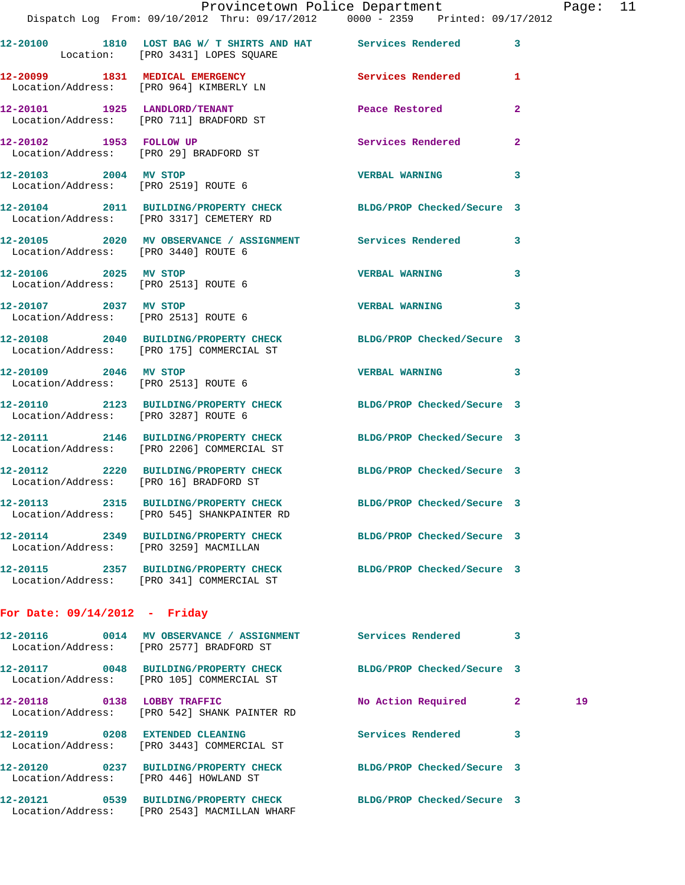12-20100 1810 LOST BAG W/ T SHIRTS AND HAT Services Rendered 3
Location: [PRO 3431] LOPES SQUARE

12-20099 1831 MEDICAL EMERGENCY Services Rendered 1
Location/Address: [PRO 964] KIMBERLY LN

12-20101 1925 LANDLORD/TENANT Peace Restored 2
Location/Address: [PRO 711] BRADFORD ST

12-20102 1953 FOLLOW UP Services Rendered 2
Location/Address: [PRO 29] BRADFORD ST

12-20103 2004 MV STOP VERBAL WARNING 3
Location/Address: [PRO 2519] ROUTE 6

12-20104 2011 BUILDING/PROPERTY CHECK BLDG/PROP Checked/Secure 3
Location/Address: [PRO 3317] CEMETERY RD

12-20105 2020 MV OBSERVANCE / ASSIGNMENT Services Rendered 3
Location/Address: [PRO 3440] ROUTE 6

12-20106 2025 MV STOP VERBAL WARNING 3
Location/Address: [PRO 2513] ROUTE 6

12-20107 2037 MV STOP VERBAL WARNING 3
Location/Address: [PRO 2513] ROUTE 6

12-20108 2040 BUILDING/PROPERTY CHECK BLDG/PROP Checked/Secure 3
Location/Address: [PRO 175] COMMERCIAL ST

12-20109 2046 MV STOP VERBAL WARNING 3
Location/Address: [PRO 2513] ROUTE 6

12-20110 2123 BUILDING/PROPERTY CHECK BLDG/PROP Checked/Secure 3
Location/Address: [PRO 3287] ROUTE 6

12-20111 2146 BUILDING/PROPERTY CHECK BLDG/PROP Checked/Secure 3
Location/Address: [PRO 2206] COMMERCIAL ST

12-20112 2220 BUILDING/PROPERTY CHECK BLDG/PROP Checked/Secure 3
Location/Address: [PRO 16] BRADFORD ST

12-20113 2315 BUILDING/PROPERTY CHECK BLDG/PROP Checked/Secure 3
Location/Address: [PRO 545] SHANKPAINTER RD

12-20114 2349 BUILDING/PROPERTY CHECK BLDG/PROP Checked/Secure 3
Location/Address: [PRO 3259] MACMILLAN

12-20115 2357 BUILDING/PROPERTY CHECK BLDG/PROP Checked/Secure 3
Location/Address: [PRO 341] COMMERCIAL ST

**For Date: 09/14/2012 - Friday**

12-20116 0014 MV OBSERVANCE / ASSIGNMENT Services Rendered 3
Location/Address: [PRO 2577] BRADFORD ST

12-20117 0048 BUILDING/PROPERTY CHECK BLDG/PROP Checked/Secure 3
Location/Address: [PRO 105] COMMERCIAL ST

12-20118 0138 LOBBY TRAFFIC No Action Required 2 19
Location/Address: [PRO 542] SHANK PAINTER RD

12-20119 0208 EXTENDED CLEANING Services Rendered 3
Location/Address: [PRO 3443] COMMERCIAL ST

12-20120 0237 BUILDING/PROPERTY CHECK BLDG/PROP Checked/Secure 3
Location/Address: [PRO 446] HOWLAND ST

12-20121 0539 BUILDING/PROPERTY CHECK BLDG/PROP Checked/Secure 3
Location/Address: [PRO 2543] MACMILLAN WHARF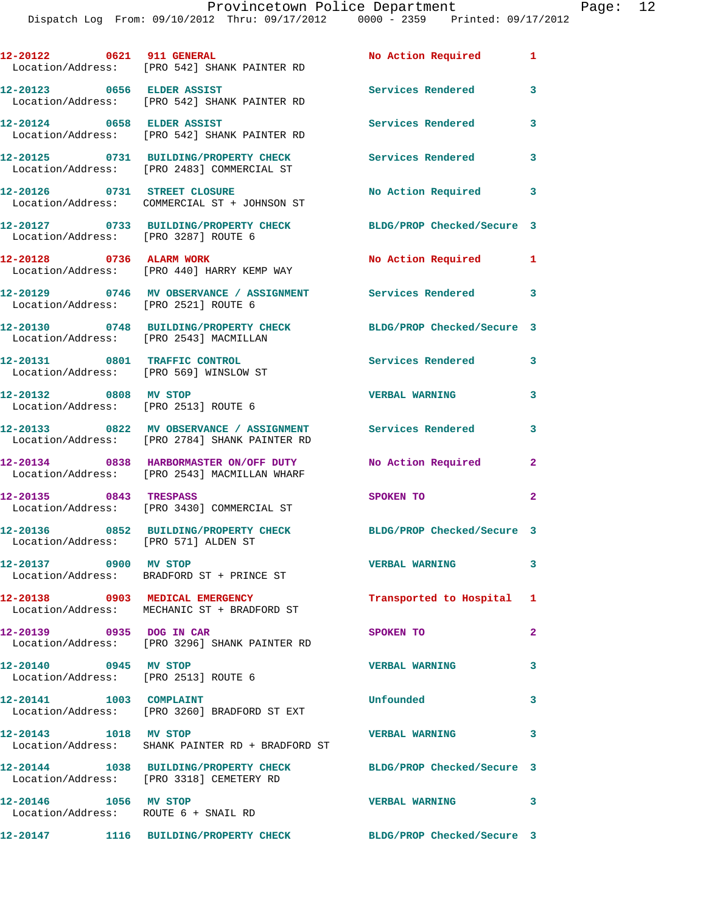| Call Number | Time | Call Reason | Action | Priority |
|---|---|---|---|---|
| 12-20122 | 0621 | 911 GENERAL | No Action Required | 1 |
| Location/Address: [PRO 542] SHANK PAINTER RD | | | | |
| 12-20123 | 0656 | ELDER ASSIST | Services Rendered | 3 |
| Location/Address: [PRO 542] SHANK PAINTER RD | | | | |
| 12-20124 | 0658 | ELDER ASSIST | Services Rendered | 3 |
| Location/Address: [PRO 542] SHANK PAINTER RD | | | | |
| 12-20125 | 0731 | BUILDING/PROPERTY CHECK | Services Rendered | 3 |
| Location/Address: [PRO 2483] COMMERCIAL ST | | | | |
| 12-20126 | 0731 | STREET CLOSURE | No Action Required | 3 |
| Location/Address: COMMERCIAL ST + JOHNSON ST | | | | |
| 12-20127 | 0733 | BUILDING/PROPERTY CHECK | BLDG/PROP Checked/Secure | 3 |
| Location/Address: [PRO 3287] ROUTE 6 | | | | |
| 12-20128 | 0736 | ALARM WORK | No Action Required | 1 |
| Location/Address: [PRO 440] HARRY KEMP WAY | | | | |
| 12-20129 | 0746 | MV OBSERVANCE / ASSIGNMENT | Services Rendered | 3 |
| Location/Address: [PRO 2521] ROUTE 6 | | | | |
| 12-20130 | 0748 | BUILDING/PROPERTY CHECK | BLDG/PROP Checked/Secure | 3 |
| Location/Address: [PRO 2543] MACMILLAN | | | | |
| 12-20131 | 0801 | TRAFFIC CONTROL | Services Rendered | 3 |
| Location/Address: [PRO 569] WINSLOW ST | | | | |
| 12-20132 | 0808 | MV STOP | VERBAL WARNING | 3 |
| Location/Address: [PRO 2513] ROUTE 6 | | | | |
| 12-20133 | 0822 | MV OBSERVANCE / ASSIGNMENT | Services Rendered | 3 |
| Location/Address: [PRO 2784] SHANK PAINTER RD | | | | |
| 12-20134 | 0838 | HARBORMASTER ON/OFF DUTY | No Action Required | 2 |
| Location/Address: [PRO 2543] MACMILLAN WHARF | | | | |
| 12-20135 | 0843 | TRESPASS | SPOKEN TO | 2 |
| Location/Address: [PRO 3430] COMMERCIAL ST | | | | |
| 12-20136 | 0852 | BUILDING/PROPERTY CHECK | BLDG/PROP Checked/Secure | 3 |
| Location/Address: [PRO 571] ALDEN ST | | | | |
| 12-20137 | 0900 | MV STOP | VERBAL WARNING | 3 |
| Location/Address: BRADFORD ST + PRINCE ST | | | | |
| 12-20138 | 0903 | MEDICAL EMERGENCY | Transported to Hospital | 1 |
| Location/Address: MECHANIC ST + BRADFORD ST | | | | |
| 12-20139 | 0935 | DOG IN CAR | SPOKEN TO | 2 |
| Location/Address: [PRO 3296] SHANK PAINTER RD | | | | |
| 12-20140 | 0945 | MV STOP | VERBAL WARNING | 3 |
| Location/Address: [PRO 2513] ROUTE 6 | | | | |
| 12-20141 | 1003 | COMPLAINT | Unfounded | 3 |
| Location/Address: [PRO 3260] BRADFORD ST EXT | | | | |
| 12-20143 | 1018 | MV STOP | VERBAL WARNING | 3 |
| Location/Address: SHANK PAINTER RD + BRADFORD ST | | | | |
| 12-20144 | 1038 | BUILDING/PROPERTY CHECK | BLDG/PROP Checked/Secure | 3 |
| Location/Address: [PRO 3318] CEMETERY RD | | | | |
| 12-20146 | 1056 | MV STOP | VERBAL WARNING | 3 |
| Location/Address: ROUTE 6 + SNAIL RD | | | | |
| 12-20147 | 1116 | BUILDING/PROPERTY CHECK | BLDG/PROP Checked/Secure | 3 |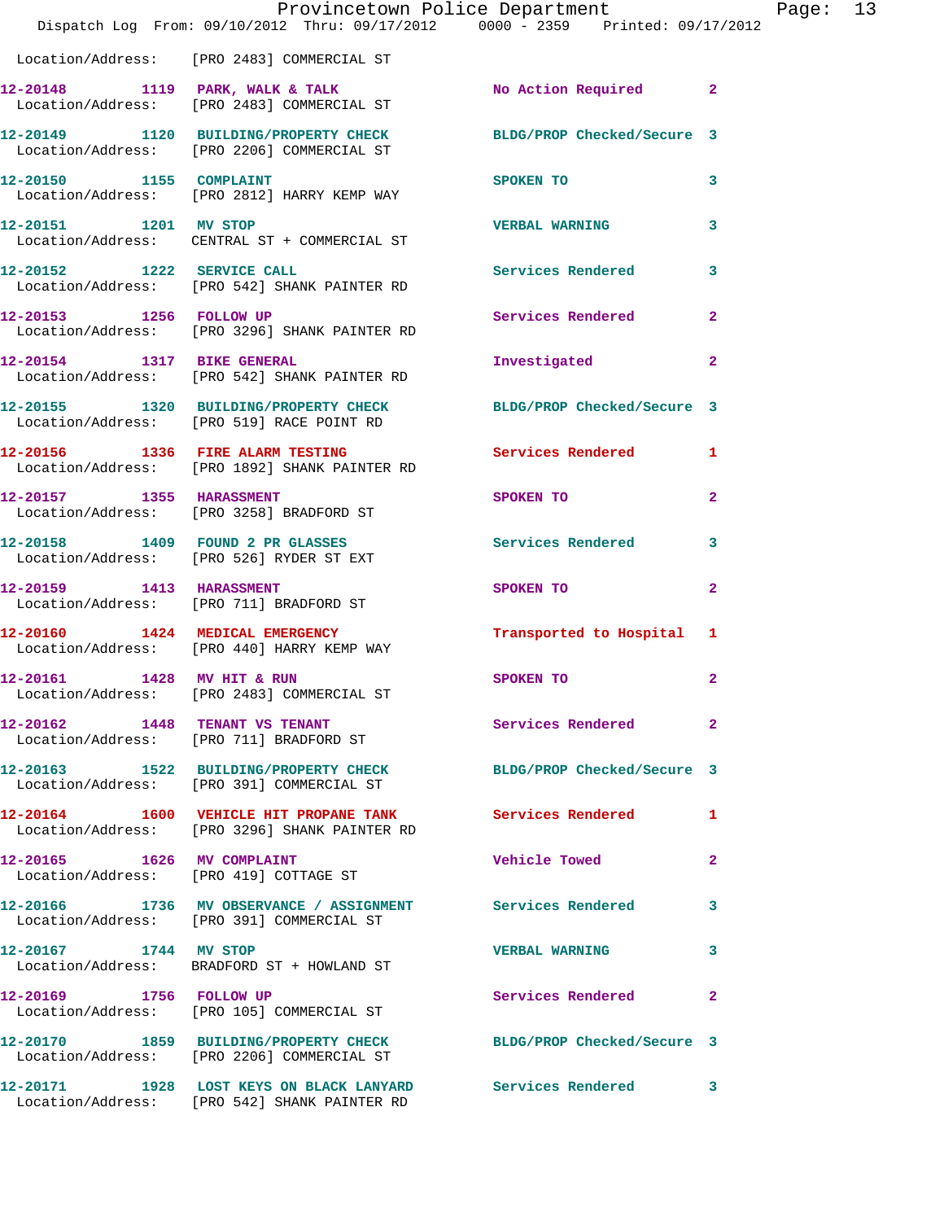Location/Address: [PRO 2483] COMMERCIAL ST

| Call # | Time | Call Reason | Action | Priority |
|---|---|---|---|---|
| 12-20148 | 1119 | PARK, WALK & TALK | No Action Required | 2 |
| Location/Address: [PRO 2483] COMMERCIAL ST | | | | |
| 12-20149 | 1120 | BUILDING/PROPERTY CHECK | BLDG/PROP Checked/Secure | 3 |
| Location/Address: [PRO 2206] COMMERCIAL ST | | | | |
| 12-20150 | 1155 | COMPLAINT | SPOKEN TO | 3 |
| Location/Address: [PRO 2812] HARRY KEMP WAY | | | | |
| 12-20151 | 1201 | MV STOP | VERBAL WARNING | 3 |
| Location/Address: CENTRAL ST + COMMERCIAL ST | | | | |
| 12-20152 | 1222 | SERVICE CALL | Services Rendered | 3 |
| Location/Address: [PRO 542] SHANK PAINTER RD | | | | |
| 12-20153 | 1256 | FOLLOW UP | Services Rendered | 2 |
| Location/Address: [PRO 3296] SHANK PAINTER RD | | | | |
| 12-20154 | 1317 | BIKE GENERAL | Investigated | 2 |
| Location/Address: [PRO 542] SHANK PAINTER RD | | | | |
| 12-20155 | 1320 | BUILDING/PROPERTY CHECK | BLDG/PROP Checked/Secure | 3 |
| Location/Address: [PRO 519] RACE POINT RD | | | | |
| 12-20156 | 1336 | FIRE ALARM TESTING | Services Rendered | 1 |
| Location/Address: [PRO 1892] SHANK PAINTER RD | | | | |
| 12-20157 | 1355 | HARASSMENT | SPOKEN TO | 2 |
| Location/Address: [PRO 3258] BRADFORD ST | | | | |
| 12-20158 | 1409 | FOUND 2 PR GLASSES | Services Rendered | 3 |
| Location/Address: [PRO 526] RYDER ST EXT | | | | |
| 12-20159 | 1413 | HARASSMENT | SPOKEN TO | 2 |
| Location/Address: [PRO 711] BRADFORD ST | | | | |
| 12-20160 | 1424 | MEDICAL EMERGENCY | Transported to Hospital | 1 |
| Location/Address: [PRO 440] HARRY KEMP WAY | | | | |
| 12-20161 | 1428 | MV HIT & RUN | SPOKEN TO | 2 |
| Location/Address: [PRO 2483] COMMERCIAL ST | | | | |
| 12-20162 | 1448 | TENANT VS TENANT | Services Rendered | 2 |
| Location/Address: [PRO 711] BRADFORD ST | | | | |
| 12-20163 | 1522 | BUILDING/PROPERTY CHECK | BLDG/PROP Checked/Secure | 3 |
| Location/Address: [PRO 391] COMMERCIAL ST | | | | |
| 12-20164 | 1600 | VEHICLE HIT PROPANE TANK | Services Rendered | 1 |
| Location/Address: [PRO 3296] SHANK PAINTER RD | | | | |
| 12-20165 | 1626 | MV COMPLAINT | Vehicle Towed | 2 |
| Location/Address: [PRO 419] COTTAGE ST | | | | |
| 12-20166 | 1736 | MV OBSERVANCE / ASSIGNMENT | Services Rendered | 3 |
| Location/Address: [PRO 391] COMMERCIAL ST | | | | |
| 12-20167 | 1744 | MV STOP | VERBAL WARNING | 3 |
| Location/Address: BRADFORD ST + HOWLAND ST | | | | |
| 12-20169 | 1756 | FOLLOW UP | Services Rendered | 2 |
| Location/Address: [PRO 105] COMMERCIAL ST | | | | |
| 12-20170 | 1859 | BUILDING/PROPERTY CHECK | BLDG/PROP Checked/Secure | 3 |
| Location/Address: [PRO 2206] COMMERCIAL ST | | | | |
| 12-20171 | 1928 | LOST KEYS ON BLACK LANYARD | Services Rendered | 3 |
| Location/Address: [PRO 542] SHANK PAINTER RD | | | | |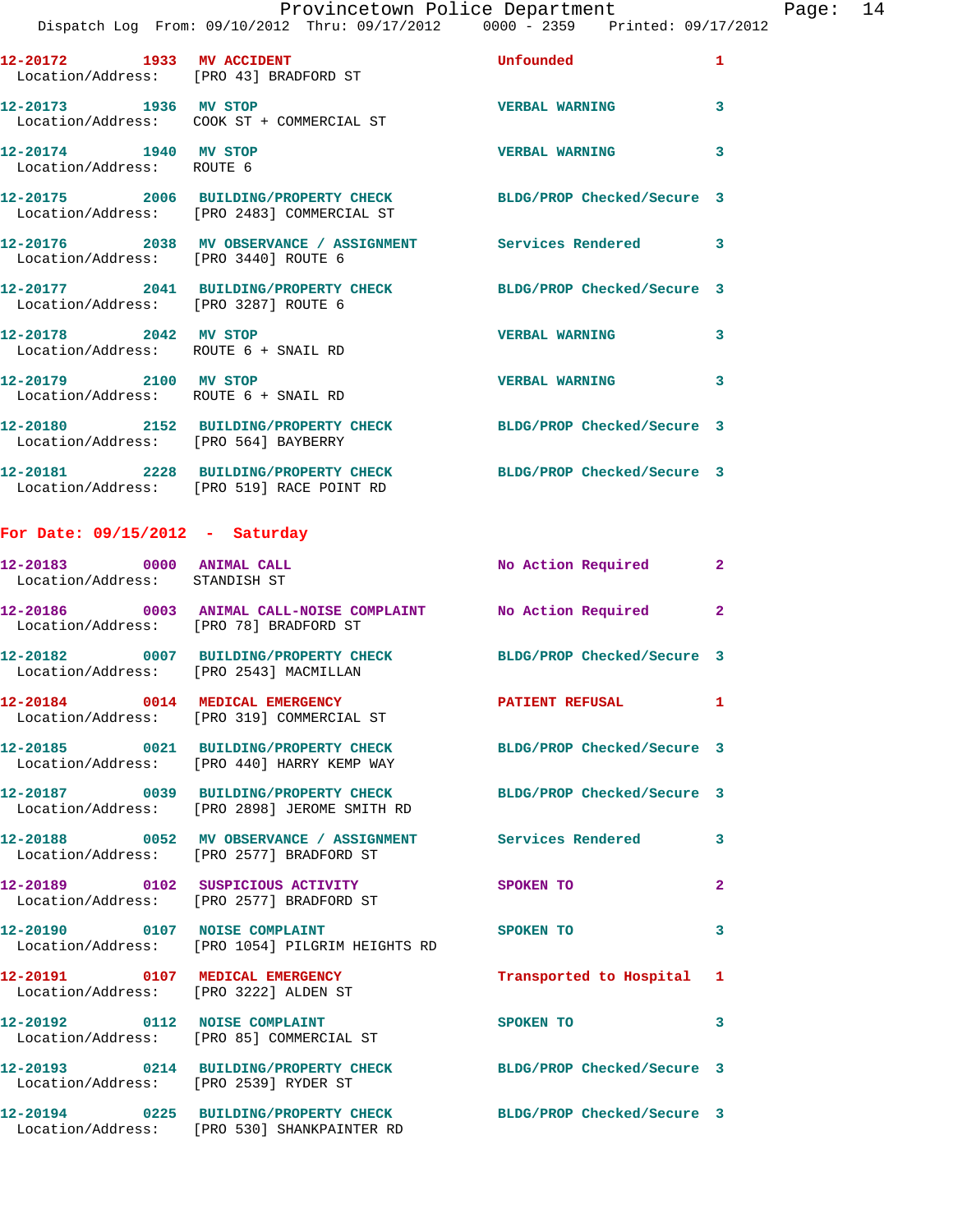12-20172 1933 **MV ACCIDENT** Unfounded 1
Location/Address: [PRO 43] BRADFORD ST

12-20173 1936 **MV STOP** VERBAL WARNING 3
Location/Address: COOK ST + COMMERCIAL ST

12-20174 1940 **MV STOP** VERBAL WARNING 3
Location/Address: ROUTE 6

12-20175 2006 **BUILDING/PROPERTY CHECK** BLDG/PROP Checked/Secure 3
Location/Address: [PRO 2483] COMMERCIAL ST

12-20176 2038 **MV OBSERVANCE / ASSIGNMENT** Services Rendered 3
Location/Address: [PRO 3440] ROUTE 6

12-20177 2041 **BUILDING/PROPERTY CHECK** BLDG/PROP Checked/Secure 3
Location/Address: [PRO 3287] ROUTE 6

12-20178 2042 **MV STOP** VERBAL WARNING 3
Location/Address: ROUTE 6 + SNAIL RD

12-20179 2100 **MV STOP** VERBAL WARNING 3
Location/Address: ROUTE 6 + SNAIL RD

12-20180 2152 **BUILDING/PROPERTY CHECK** BLDG/PROP Checked/Secure 3
Location/Address: [PRO 564] BAYBERRY

12-20181 2228 **BUILDING/PROPERTY CHECK** BLDG/PROP Checked/Secure 3
Location/Address: [PRO 519] RACE POINT RD

## For Date: 09/15/2012 - Saturday

12-20183 0000 **ANIMAL CALL** No Action Required 2
Location/Address: STANDISH ST

12-20186 0003 **ANIMAL CALL-NOISE COMPLAINT** No Action Required 2
Location/Address: [PRO 78] BRADFORD ST

12-20182 0007 **BUILDING/PROPERTY CHECK** BLDG/PROP Checked/Secure 3
Location/Address: [PRO 2543] MACMILLAN

12-20184 0014 **MEDICAL EMERGENCY** PATIENT REFUSAL 1
Location/Address: [PRO 319] COMMERCIAL ST

12-20185 0021 **BUILDING/PROPERTY CHECK** BLDG/PROP Checked/Secure 3
Location/Address: [PRO 440] HARRY KEMP WAY

12-20187 0039 **BUILDING/PROPERTY CHECK** BLDG/PROP Checked/Secure 3
Location/Address: [PRO 2898] JEROME SMITH RD

12-20188 0052 **MV OBSERVANCE / ASSIGNMENT** Services Rendered 3
Location/Address: [PRO 2577] BRADFORD ST

12-20189 0102 **SUSPICIOUS ACTIVITY** SPOKEN TO 2
Location/Address: [PRO 2577] BRADFORD ST

12-20190 0107 **NOISE COMPLAINT** SPOKEN TO 3
Location/Address: [PRO 1054] PILGRIM HEIGHTS RD

12-20191 0107 **MEDICAL EMERGENCY** Transported to Hospital 1
Location/Address: [PRO 3222] ALDEN ST

12-20192 0112 **NOISE COMPLAINT** SPOKEN TO 3
Location/Address: [PRO 85] COMMERCIAL ST

12-20193 0214 **BUILDING/PROPERTY CHECK** BLDG/PROP Checked/Secure 3
Location/Address: [PRO 2539] RYDER ST

12-20194 0225 **BUILDING/PROPERTY CHECK** BLDG/PROP Checked/Secure 3
Location/Address: [PRO 530] SHANKPAINTER RD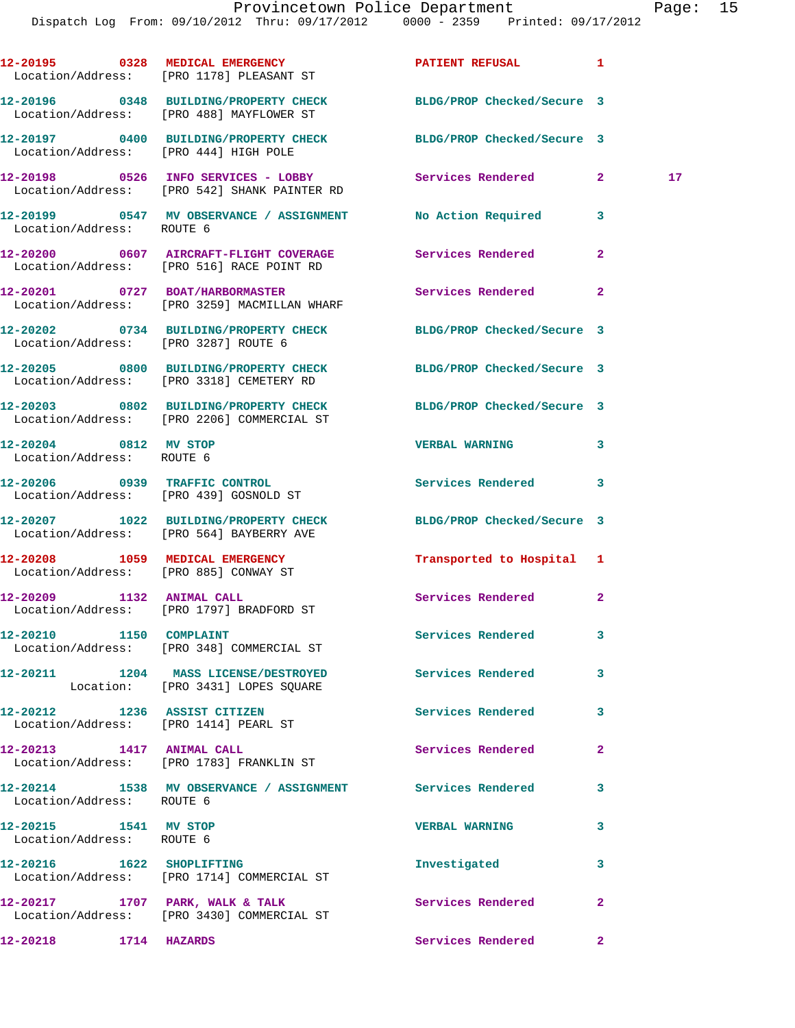| Call Number | Time | Call Reason | Action | Priority | |
|---|---|---|---|---|---|
| 12-20195 | 0328 | MEDICAL EMERGENCY | PATIENT REFUSAL | 1 | |
| Location/Address: | | [PRO 1178] PLEASANT ST | | | |
| 12-20196 | 0348 | BUILDING/PROPERTY CHECK | BLDG/PROP Checked/Secure | 3 | |
| Location/Address: | | [PRO 488] MAYFLOWER ST | | | |
| 12-20197 | 0400 | BUILDING/PROPERTY CHECK | BLDG/PROP Checked/Secure | 3 | |
| Location/Address: | | [PRO 444] HIGH POLE | | | |
| 12-20198 | 0526 | INFO SERVICES - LOBBY | Services Rendered | 2 | 17 |
| Location/Address: | | [PRO 542] SHANK PAINTER RD | | | |
| 12-20199 | 0547 | MV OBSERVANCE / ASSIGNMENT | No Action Required | 3 | |
| Location/Address: | | ROUTE 6 | | | |
| 12-20200 | 0607 | AIRCRAFT-FLIGHT COVERAGE | Services Rendered | 2 | |
| Location/Address: | | [PRO 516] RACE POINT RD | | | |
| 12-20201 | 0727 | BOAT/HARBORMASTER | Services Rendered | 2 | |
| Location/Address: | | [PRO 3259] MACMILLAN WHARF | | | |
| 12-20202 | 0734 | BUILDING/PROPERTY CHECK | BLDG/PROP Checked/Secure | 3 | |
| Location/Address: | | [PRO 3287] ROUTE 6 | | | |
| 12-20205 | 0800 | BUILDING/PROPERTY CHECK | BLDG/PROP Checked/Secure | 3 | |
| Location/Address: | | [PRO 3318] CEMETERY RD | | | |
| 12-20203 | 0802 | BUILDING/PROPERTY CHECK | BLDG/PROP Checked/Secure | 3 | |
| Location/Address: | | [PRO 2206] COMMERCIAL ST | | | |
| 12-20204 | 0812 | MV STOP | VERBAL WARNING | 3 | |
| Location/Address: | | ROUTE 6 | | | |
| 12-20206 | 0939 | TRAFFIC CONTROL | Services Rendered | 3 | |
| Location/Address: | | [PRO 439] GOSNOLD ST | | | |
| 12-20207 | 1022 | BUILDING/PROPERTY CHECK | BLDG/PROP Checked/Secure | 3 | |
| Location/Address: | | [PRO 564] BAYBERRY AVE | | | |
| 12-20208 | 1059 | MEDICAL EMERGENCY | Transported to Hospital | 1 | |
| Location/Address: | | [PRO 885] CONWAY ST | | | |
| 12-20209 | 1132 | ANIMAL CALL | Services Rendered | 2 | |
| Location/Address: | | [PRO 1797] BRADFORD ST | | | |
| 12-20210 | 1150 | COMPLAINT | Services Rendered | 3 | |
| Location/Address: | | [PRO 348] COMMERCIAL ST | | | |
| 12-20211 | 1204 | MASS LICENSE/DESTROYED | Services Rendered | 3 | |
| Location: | | [PRO 3431] LOPES SQUARE | | | |
| 12-20212 | 1236 | ASSIST CITIZEN | Services Rendered | 3 | |
| Location/Address: | | [PRO 1414] PEARL ST | | | |
| 12-20213 | 1417 | ANIMAL CALL | Services Rendered | 2 | |
| Location/Address: | | [PRO 1783] FRANKLIN ST | | | |
| 12-20214 | 1538 | MV OBSERVANCE / ASSIGNMENT | Services Rendered | 3 | |
| Location/Address: | | ROUTE 6 | | | |
| 12-20215 | 1541 | MV STOP | VERBAL WARNING | 3 | |
| Location/Address: | | ROUTE 6 | | | |
| 12-20216 | 1622 | SHOPLIFTING | Investigated | 3 | |
| Location/Address: | | [PRO 1714] COMMERCIAL ST | | | |
| 12-20217 | 1707 | PARK, WALK & TALK | Services Rendered | 2 | |
| Location/Address: | | [PRO 3430] COMMERCIAL ST | | | |
| 12-20218 | 1714 | HAZARDS | Services Rendered | 2 | |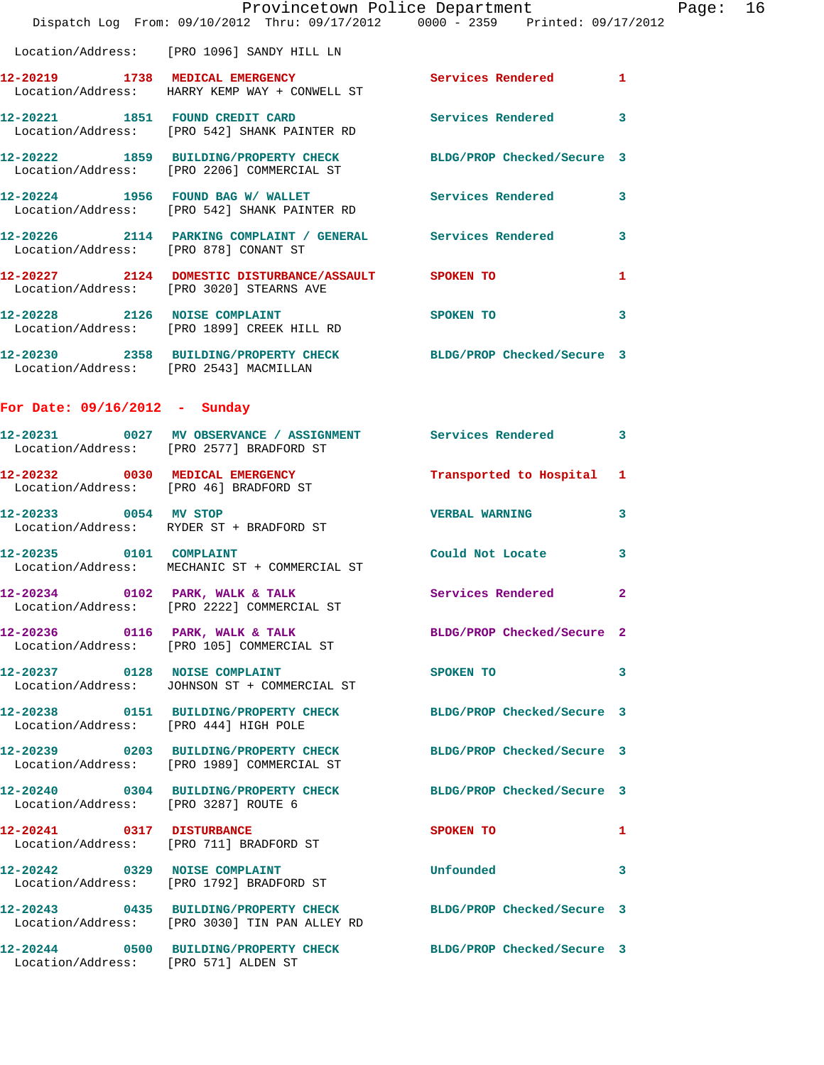Location/Address: [PRO 1096] SANDY HILL LN

| Call # | Time | Call Reason | Action | Priority |
|---|---|---|---|---|
| 12-20219 | 1738 | MEDICAL EMERGENCY | Services Rendered | 1 |
| | | Location/Address: HARRY KEMP WAY + CONWELL ST | | |
| 12-20221 | 1851 | FOUND CREDIT CARD | Services Rendered | 3 |
| | | Location/Address: [PRO 542] SHANK PAINTER RD | | |
| 12-20222 | 1859 | BUILDING/PROPERTY CHECK | BLDG/PROP Checked/Secure | 3 |
| | | Location/Address: [PRO 2206] COMMERCIAL ST | | |
| 12-20224 | 1956 | FOUND BAG W/ WALLET | Services Rendered | 3 |
| | | Location/Address: [PRO 542] SHANK PAINTER RD | | |
| 12-20226 | 2114 | PARKING COMPLAINT / GENERAL | Services Rendered | 3 |
| | | Location/Address: [PRO 878] CONANT ST | | |
| 12-20227 | 2124 | DOMESTIC DISTURBANCE/ASSAULT | SPOKEN TO | 1 |
| | | Location/Address: [PRO 3020] STEARNS AVE | | |
| 12-20228 | 2126 | NOISE COMPLAINT | SPOKEN TO | 3 |
| | | Location/Address: [PRO 1899] CREEK HILL RD | | |
| 12-20230 | 2358 | BUILDING/PROPERTY CHECK | BLDG/PROP Checked/Secure | 3 |
| | | Location/Address: [PRO 2543] MACMILLAN | | |

## For Date: 09/16/2012 - Sunday

| Call # | Time | Call Reason | Action | Priority |
|---|---|---|---|---|
| 12-20231 | 0027 | MV OBSERVANCE / ASSIGNMENT | Services Rendered | 3 |
| | | Location/Address: [PRO 2577] BRADFORD ST | | |
| 12-20232 | 0030 | MEDICAL EMERGENCY | Transported to Hospital | 1 |
| | | Location/Address: [PRO 46] BRADFORD ST | | |
| 12-20233 | 0054 | MV STOP | VERBAL WARNING | 3 |
| | | Location/Address: RYDER ST + BRADFORD ST | | |
| 12-20235 | 0101 | COMPLAINT | Could Not Locate | 3 |
| | | Location/Address: MECHANIC ST + COMMERCIAL ST | | |
| 12-20234 | 0102 | PARK, WALK & TALK | Services Rendered | 2 |
| | | Location/Address: [PRO 2222] COMMERCIAL ST | | |
| 12-20236 | 0116 | PARK, WALK & TALK | BLDG/PROP Checked/Secure | 2 |
| | | Location/Address: [PRO 105] COMMERCIAL ST | | |
| 12-20237 | 0128 | NOISE COMPLAINT | SPOKEN TO | 3 |
| | | Location/Address: JOHNSON ST + COMMERCIAL ST | | |
| 12-20238 | 0151 | BUILDING/PROPERTY CHECK | BLDG/PROP Checked/Secure | 3 |
| | | Location/Address: [PRO 444] HIGH POLE | | |
| 12-20239 | 0203 | BUILDING/PROPERTY CHECK | BLDG/PROP Checked/Secure | 3 |
| | | Location/Address: [PRO 1989] COMMERCIAL ST | | |
| 12-20240 | 0304 | BUILDING/PROPERTY CHECK | BLDG/PROP Checked/Secure | 3 |
| | | Location/Address: [PRO 3287] ROUTE 6 | | |
| 12-20241 | 0317 | DISTURBANCE | SPOKEN TO | 1 |
| | | Location/Address: [PRO 711] BRADFORD ST | | |
| 12-20242 | 0329 | NOISE COMPLAINT | Unfounded | 3 |
| | | Location/Address: [PRO 1792] BRADFORD ST | | |
| 12-20243 | 0435 | BUILDING/PROPERTY CHECK | BLDG/PROP Checked/Secure | 3 |
| | | Location/Address: [PRO 3030] TIN PAN ALLEY RD | | |
| 12-20244 | 0500 | BUILDING/PROPERTY CHECK | BLDG/PROP Checked/Secure | 3 |
| | | Location/Address: [PRO 571] ALDEN ST | | |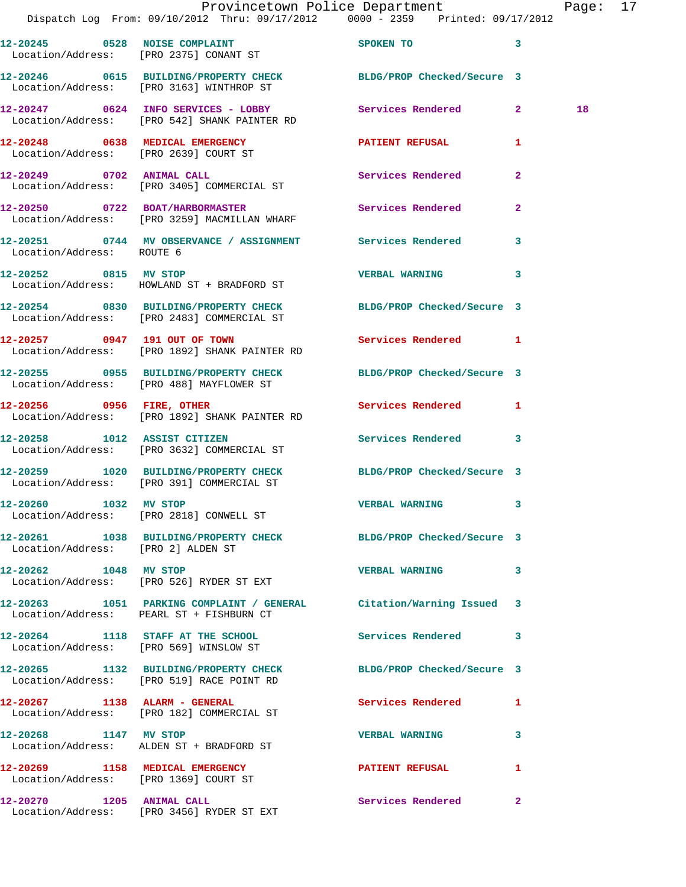12-20245 0528 NOISE COMPLAINT SPOKEN TO 3
Location/Address: [PRO 2375] CONANT ST

12-20246 0615 BUILDING/PROPERTY CHECK BLDG/PROP Checked/Secure 3
Location/Address: [PRO 3163] WINTHROP ST

12-20247 0624 INFO SERVICES - LOBBY Services Rendered 2 18
Location/Address: [PRO 542] SHANK PAINTER RD

12-20248 0638 MEDICAL EMERGENCY PATIENT REFUSAL 1
Location/Address: [PRO 2639] COURT ST

12-20249 0702 ANIMAL CALL Services Rendered 2
Location/Address: [PRO 3405] COMMERCIAL ST

12-20250 0722 BOAT/HARBORMASTER Services Rendered 2
Location/Address: [PRO 3259] MACMILLAN WHARF

12-20251 0744 MV OBSERVANCE / ASSIGNMENT Services Rendered 3
Location/Address: ROUTE 6

12-20252 0815 MV STOP VERBAL WARNING 3
Location/Address: HOWLAND ST + BRADFORD ST

12-20254 0830 BUILDING/PROPERTY CHECK BLDG/PROP Checked/Secure 3
Location/Address: [PRO 2483] COMMERCIAL ST

12-20257 0947 191 OUT OF TOWN Services Rendered 1
Location/Address: [PRO 1892] SHANK PAINTER RD

12-20255 0955 BUILDING/PROPERTY CHECK BLDG/PROP Checked/Secure 3
Location/Address: [PRO 488] MAYFLOWER ST

12-20256 0956 FIRE, OTHER Services Rendered 1
Location/Address: [PRO 1892] SHANK PAINTER RD

12-20258 1012 ASSIST CITIZEN Services Rendered 3
Location/Address: [PRO 3632] COMMERCIAL ST

12-20259 1020 BUILDING/PROPERTY CHECK BLDG/PROP Checked/Secure 3
Location/Address: [PRO 391] COMMERCIAL ST

12-20260 1032 MV STOP VERBAL WARNING 3
Location/Address: [PRO 2818] CONWELL ST

12-20261 1038 BUILDING/PROPERTY CHECK BLDG/PROP Checked/Secure 3
Location/Address: [PRO 2] ALDEN ST

12-20262 1048 MV STOP VERBAL WARNING 3
Location/Address: [PRO 526] RYDER ST EXT

12-20263 1051 PARKING COMPLAINT / GENERAL Citation/Warning Issued 3
Location/Address: PEARL ST + FISHBURN CT

12-20264 1118 STAFF AT THE SCHOOL Services Rendered 3
Location/Address: [PRO 569] WINSLOW ST

12-20265 1132 BUILDING/PROPERTY CHECK BLDG/PROP Checked/Secure 3
Location/Address: [PRO 519] RACE POINT RD

12-20267 1138 ALARM - GENERAL Services Rendered 1
Location/Address: [PRO 182] COMMERCIAL ST

12-20268 1147 MV STOP VERBAL WARNING 3
Location/Address: ALDEN ST + BRADFORD ST

12-20269 1158 MEDICAL EMERGENCY PATIENT REFUSAL 1
Location/Address: [PRO 1369] COURT ST

12-20270 1205 ANIMAL CALL Services Rendered 2
Location/Address: [PRO 3456] RYDER ST EXT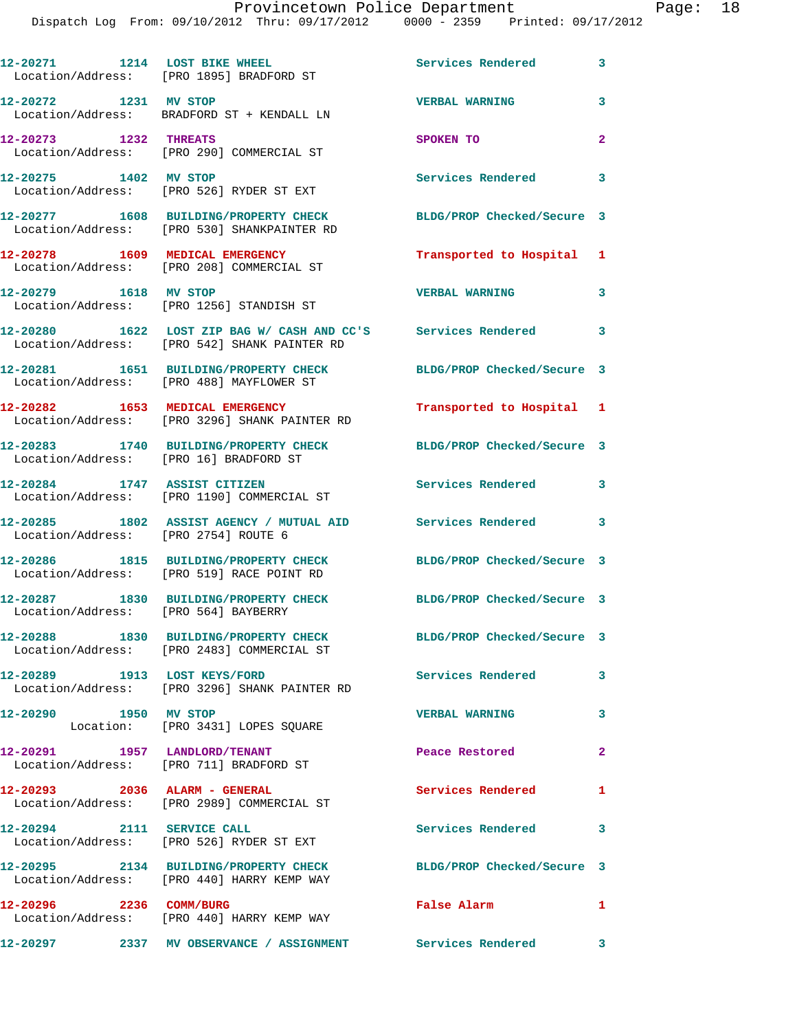12-20271 1214 LOST BIKE WHEEL Services Rendered 3
Location/Address: [PRO 1895] BRADFORD ST

12-20272 1231 MV STOP VERBAL WARNING 3
Location/Address: BRADFORD ST + KENDALL LN

12-20273 1232 THREATS SPOKEN TO 2
Location/Address: [PRO 290] COMMERCIAL ST

12-20275 1402 MV STOP Services Rendered 3
Location/Address: [PRO 526] RYDER ST EXT

12-20277 1608 BUILDING/PROPERTY CHECK BLDG/PROP Checked/Secure 3
Location/Address: [PRO 530] SHANKPAINTER RD

12-20278 1609 MEDICAL EMERGENCY Transported to Hospital 1
Location/Address: [PRO 208] COMMERCIAL ST

12-20279 1618 MV STOP VERBAL WARNING 3
Location/Address: [PRO 1256] STANDISH ST

12-20280 1622 LOST ZIP BAG W/ CASH AND CC'S Services Rendered 3
Location/Address: [PRO 542] SHANK PAINTER RD

12-20281 1651 BUILDING/PROPERTY CHECK BLDG/PROP Checked/Secure 3
Location/Address: [PRO 488] MAYFLOWER ST

12-20282 1653 MEDICAL EMERGENCY Transported to Hospital 1
Location/Address: [PRO 3296] SHANK PAINTER RD

12-20283 1740 BUILDING/PROPERTY CHECK BLDG/PROP Checked/Secure 3
Location/Address: [PRO 16] BRADFORD ST

12-20284 1747 ASSIST CITIZEN Services Rendered 3
Location/Address: [PRO 1190] COMMERCIAL ST

12-20285 1802 ASSIST AGENCY / MUTUAL AID Services Rendered 3
Location/Address: [PRO 2754] ROUTE 6

12-20286 1815 BUILDING/PROPERTY CHECK BLDG/PROP Checked/Secure 3
Location/Address: [PRO 519] RACE POINT RD

12-20287 1830 BUILDING/PROPERTY CHECK BLDG/PROP Checked/Secure 3
Location/Address: [PRO 564] BAYBERRY

12-20288 1830 BUILDING/PROPERTY CHECK BLDG/PROP Checked/Secure 3
Location/Address: [PRO 2483] COMMERCIAL ST

12-20289 1913 LOST KEYS/FORD Services Rendered 3
Location/Address: [PRO 3296] SHANK PAINTER RD

12-20290 1950 MV STOP VERBAL WARNING 3
Location: [PRO 3431] LOPES SQUARE

12-20291 1957 LANDLORD/TENANT Peace Restored 2
Location/Address: [PRO 711] BRADFORD ST

12-20293 2036 ALARM - GENERAL Services Rendered 1
Location/Address: [PRO 2989] COMMERCIAL ST

12-20294 2111 SERVICE CALL Services Rendered 3
Location/Address: [PRO 526] RYDER ST EXT

12-20295 2134 BUILDING/PROPERTY CHECK BLDG/PROP Checked/Secure 3
Location/Address: [PRO 440] HARRY KEMP WAY

12-20296 2236 COMM/BURG False Alarm 1
Location/Address: [PRO 440] HARRY KEMP WAY

12-20297 2337 MV OBSERVANCE / ASSIGNMENT Services Rendered 3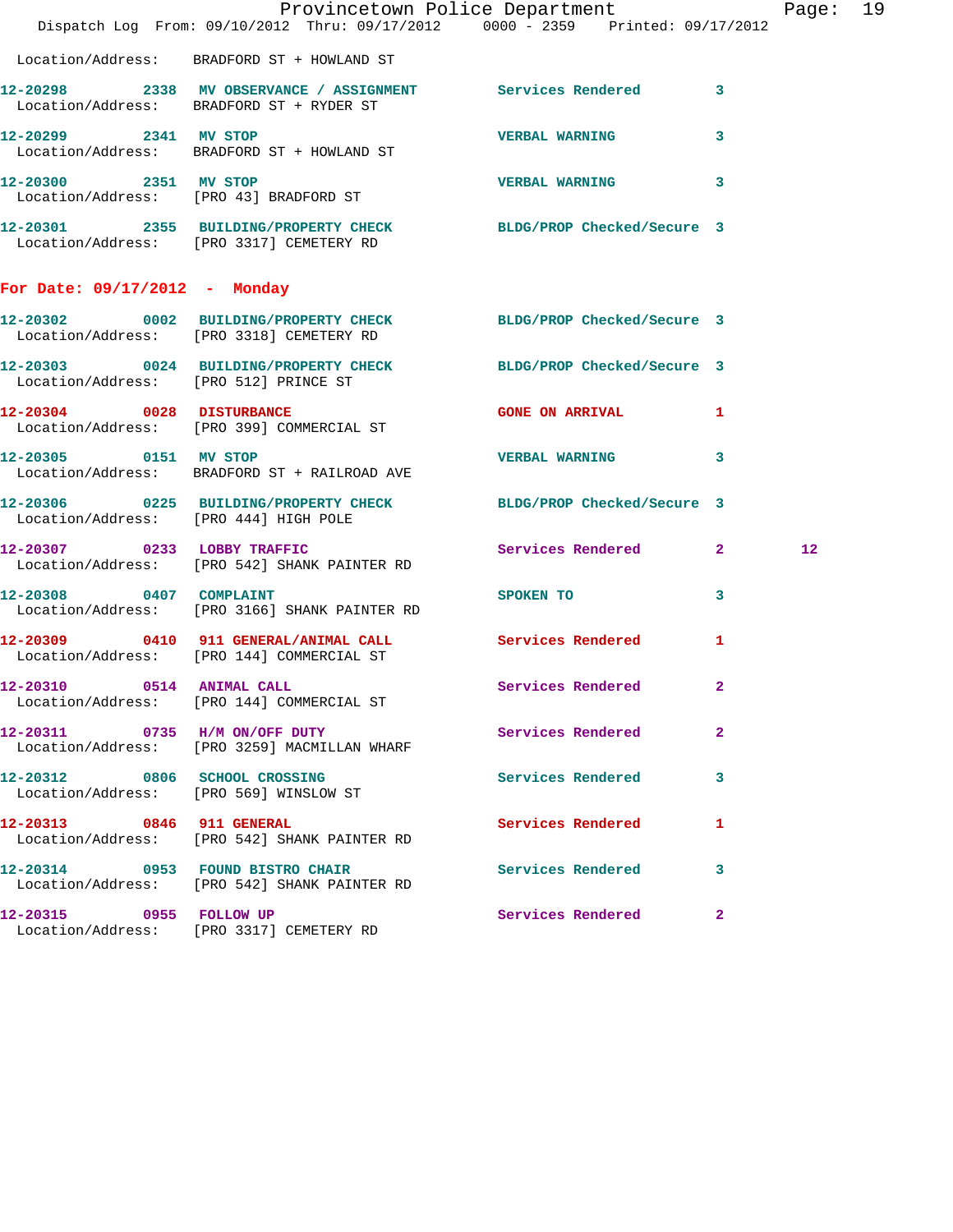Location/Address: BRADFORD ST + HOWLAND ST

**12-20298** 2338 **MV OBSERVANCE / ASSIGNMENT** Services Rendered 3
Location/Address: BRADFORD ST + RYDER ST

**12-20299** 2341 **MV STOP** VERBAL WARNING 3
Location/Address: BRADFORD ST + HOWLAND ST

**12-20300** 2351 **MV STOP** VERBAL WARNING 3
Location/Address: [PRO 43] BRADFORD ST

**12-20301** 2355 **BUILDING/PROPERTY CHECK** BLDG/PROP Checked/Secure 3
Location/Address: [PRO 3317] CEMETERY RD

## For Date: 09/17/2012 - Monday

**12-20302** 0002 **BUILDING/PROPERTY CHECK** BLDG/PROP Checked/Secure 3
Location/Address: [PRO 3318] CEMETERY RD

**12-20303** 0024 **BUILDING/PROPERTY CHECK** BLDG/PROP Checked/Secure 3
Location/Address: [PRO 512] PRINCE ST

**12-20304** 0028 **DISTURBANCE** GONE ON ARRIVAL 1
Location/Address: [PRO 399] COMMERCIAL ST

**12-20305** 0151 **MV STOP** VERBAL WARNING 3
Location/Address: BRADFORD ST + RAILROAD AVE

**12-20306** 0225 **BUILDING/PROPERTY CHECK** BLDG/PROP Checked/Secure 3
Location/Address: [PRO 444] HIGH POLE

**12-20307** 0233 **LOBBY TRAFFIC** Services Rendered 2 12
Location/Address: [PRO 542] SHANK PAINTER RD

**12-20308** 0407 **COMPLAINT** SPOKEN TO 3
Location/Address: [PRO 3166] SHANK PAINTER RD

**12-20309** 0410 **911 GENERAL/ANIMAL CALL** Services Rendered 1
Location/Address: [PRO 144] COMMERCIAL ST

**12-20310** 0514 **ANIMAL CALL** Services Rendered 2
Location/Address: [PRO 144] COMMERCIAL ST

**12-20311** 0735 **H/M ON/OFF DUTY** Services Rendered 2
Location/Address: [PRO 3259] MACMILLAN WHARF

**12-20312** 0806 **SCHOOL CROSSING** Services Rendered 3
Location/Address: [PRO 569] WINSLOW ST

**12-20313** 0846 **911 GENERAL** Services Rendered 1
Location/Address: [PRO 542] SHANK PAINTER RD

**12-20314** 0953 **FOUND BISTRO CHAIR** Services Rendered 3
Location/Address: [PRO 542] SHANK PAINTER RD

**12-20315** 0955 **FOLLOW UP** Services Rendered 2
Location/Address: [PRO 3317] CEMETERY RD